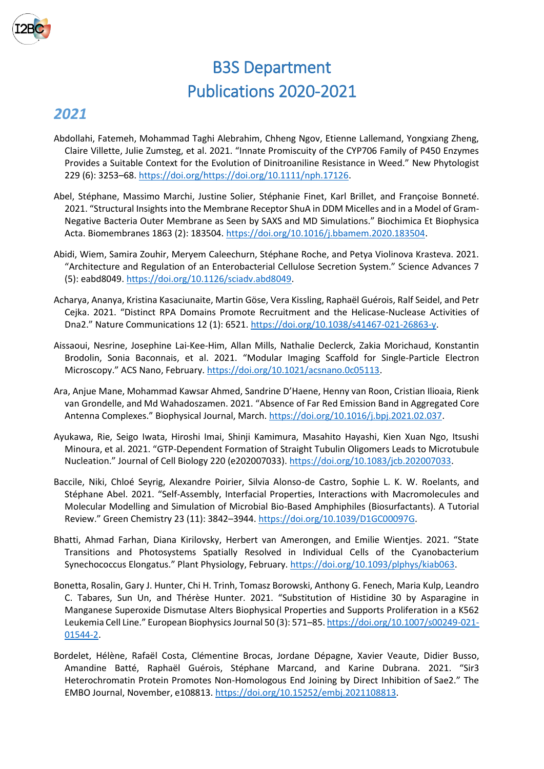# B3S Department
# Publications 2020-2021

## *2021*

Abdollahi, Fatemeh, Mohammad Taghi Alebrahim, Chheng Ngov, Etienne Lallemand, Yongxiang Zheng, Claire Villette, Julie Zumsteg, et al. 2021. "Innate Promiscuity of the CYP706 Family of P450 Enzymes Provides a Suitable Context for the Evolution of Dinitroaniline Resistance in Weed." New Phytologist 229 (6): 3253–68. https://doi.org/https://doi.org/10.1111/nph.17126.

Abel, Stéphane, Massimo Marchi, Justine Solier, Stéphanie Finet, Karl Brillet, and Françoise Bonneté. 2021. "Structural Insights into the Membrane Receptor ShuA in DDM Micelles and in a Model of Gram-Negative Bacteria Outer Membrane as Seen by SAXS and MD Simulations." Biochimica Et Biophysica Acta. Biomembranes 1863 (2): 183504. https://doi.org/10.1016/j.bbamem.2020.183504.

Abidi, Wiem, Samira Zouhir, Meryem Caleechurn, Stéphane Roche, and Petya Violinova Krasteva. 2021. "Architecture and Regulation of an Enterobacterial Cellulose Secretion System." Science Advances 7 (5): eabd8049. https://doi.org/10.1126/sciadv.abd8049.

Acharya, Ananya, Kristina Kasaciunaite, Martin Göse, Vera Kissling, Raphaël Guérois, Ralf Seidel, and Petr Cejka. 2021. "Distinct RPA Domains Promote Recruitment and the Helicase-Nuclease Activities of Dna2." Nature Communications 12 (1): 6521. https://doi.org/10.1038/s41467-021-26863-y.

Aissaoui, Nesrine, Josephine Lai-Kee-Him, Allan Mills, Nathalie Declerck, Zakia Morichaud, Konstantin Brodolin, Sonia Baconnais, et al. 2021. "Modular Imaging Scaffold for Single-Particle Electron Microscopy." ACS Nano, February. https://doi.org/10.1021/acsnano.0c05113.

Ara, Anjue Mane, Mohammad Kawsar Ahmed, Sandrine D'Haene, Henny van Roon, Cristian Ilioaia, Rienk van Grondelle, and Md Wahadoszamen. 2021. "Absence of Far Red Emission Band in Aggregated Core Antenna Complexes." Biophysical Journal, March. https://doi.org/10.1016/j.bpj.2021.02.037.

Ayukawa, Rie, Seigo Iwata, Hiroshi Imai, Shinji Kamimura, Masahito Hayashi, Kien Xuan Ngo, Itsushi Minoura, et al. 2021. "GTP-Dependent Formation of Straight Tubulin Oligomers Leads to Microtubule Nucleation." Journal of Cell Biology 220 (e202007033). https://doi.org/10.1083/jcb.202007033.

Baccile, Niki, Chloé Seyrig, Alexandre Poirier, Silvia Alonso-de Castro, Sophie L. K. W. Roelants, and Stéphane Abel. 2021. "Self-Assembly, Interfacial Properties, Interactions with Macromolecules and Molecular Modelling and Simulation of Microbial Bio-Based Amphiphiles (Biosurfactants). A Tutorial Review." Green Chemistry 23 (11): 3842–3944. https://doi.org/10.1039/D1GC00097G.

Bhatti, Ahmad Farhan, Diana Kirilovsky, Herbert van Amerongen, and Emilie Wientjes. 2021. "State Transitions and Photosystems Spatially Resolved in Individual Cells of the Cyanobacterium Synechococcus Elongatus." Plant Physiology, February. https://doi.org/10.1093/plphys/kiab063.

Bonetta, Rosalin, Gary J. Hunter, Chi H. Trinh, Tomasz Borowski, Anthony G. Fenech, Maria Kulp, Leandro C. Tabares, Sun Un, and Thérèse Hunter. 2021. "Substitution of Histidine 30 by Asparagine in Manganese Superoxide Dismutase Alters Biophysical Properties and Supports Proliferation in a K562 Leukemia Cell Line." European Biophysics Journal 50 (3): 571–85. https://doi.org/10.1007/s00249-021-01544-2.

Bordelet, Hélène, Rafaël Costa, Clémentine Brocas, Jordane Dépagne, Xavier Veaute, Didier Busso, Amandine Batté, Raphaël Guérois, Stéphane Marcand, and Karine Dubrana. 2021. "Sir3 Heterochromatin Protein Promotes Non-Homologous End Joining by Direct Inhibition of Sae2." The EMBO Journal, November, e108813. https://doi.org/10.15252/embj.2021108813.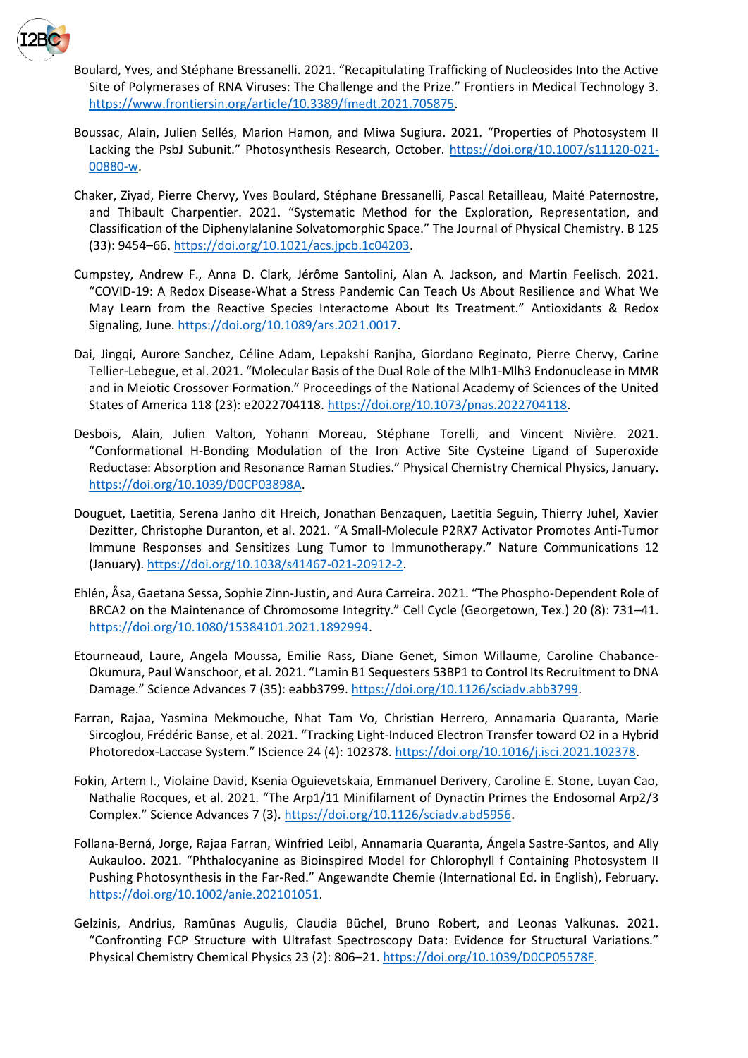Boulard, Yves, and Stéphane Bressanelli. 2021. "Recapitulating Trafficking of Nucleosides Into the Active Site of Polymerases of RNA Viruses: The Challenge and the Prize." Frontiers in Medical Technology 3. https://www.frontiersin.org/article/10.3389/fmedt.2021.705875.

Boussac, Alain, Julien Sellés, Marion Hamon, and Miwa Sugiura. 2021. "Properties of Photosystem II Lacking the PsbJ Subunit." Photosynthesis Research, October. https://doi.org/10.1007/s11120-021-00880-w.

Chaker, Ziyad, Pierre Chervy, Yves Boulard, Stéphane Bressanelli, Pascal Retailleau, Maité Paternostre, and Thibault Charpentier. 2021. "Systematic Method for the Exploration, Representation, and Classification of the Diphenylalanine Solvatomorphic Space." The Journal of Physical Chemistry. B 125 (33): 9454–66. https://doi.org/10.1021/acs.jpcb.1c04203.

Cumpstey, Andrew F., Anna D. Clark, Jérôme Santolini, Alan A. Jackson, and Martin Feelisch. 2021. "COVID-19: A Redox Disease-What a Stress Pandemic Can Teach Us About Resilience and What We May Learn from the Reactive Species Interactome About Its Treatment." Antioxidants & Redox Signaling, June. https://doi.org/10.1089/ars.2021.0017.

Dai, Jingqi, Aurore Sanchez, Céline Adam, Lepakshi Ranjha, Giordano Reginato, Pierre Chervy, Carine Tellier-Lebegue, et al. 2021. "Molecular Basis of the Dual Role of the Mlh1-Mlh3 Endonuclease in MMR and in Meiotic Crossover Formation." Proceedings of the National Academy of Sciences of the United States of America 118 (23): e2022704118. https://doi.org/10.1073/pnas.2022704118.

Desbois, Alain, Julien Valton, Yohann Moreau, Stéphane Torelli, and Vincent Nivière. 2021. "Conformational H-Bonding Modulation of the Iron Active Site Cysteine Ligand of Superoxide Reductase: Absorption and Resonance Raman Studies." Physical Chemistry Chemical Physics, January. https://doi.org/10.1039/D0CP03898A.

Douguet, Laetitia, Serena Janho dit Hreich, Jonathan Benzaquen, Laetitia Seguin, Thierry Juhel, Xavier Dezitter, Christophe Duranton, et al. 2021. "A Small-Molecule P2RX7 Activator Promotes Anti-Tumor Immune Responses and Sensitizes Lung Tumor to Immunotherapy." Nature Communications 12 (January). https://doi.org/10.1038/s41467-021-20912-2.

Ehlén, Åsa, Gaetana Sessa, Sophie Zinn-Justin, and Aura Carreira. 2021. "The Phospho-Dependent Role of BRCA2 on the Maintenance of Chromosome Integrity." Cell Cycle (Georgetown, Tex.) 20 (8): 731–41. https://doi.org/10.1080/15384101.2021.1892994.

Etourneaud, Laure, Angela Moussa, Emilie Rass, Diane Genet, Simon Willaume, Caroline Chabance-Okumura, Paul Wanschoor, et al. 2021. "Lamin B1 Sequesters 53BP1 to Control Its Recruitment to DNA Damage." Science Advances 7 (35): eabb3799. https://doi.org/10.1126/sciadv.abb3799.

Farran, Rajaa, Yasmina Mekmouche, Nhat Tam Vo, Christian Herrero, Annamaria Quaranta, Marie Sircoglou, Frédéric Banse, et al. 2021. "Tracking Light-Induced Electron Transfer toward O2 in a Hybrid Photoredox-Laccase System." IScience 24 (4): 102378. https://doi.org/10.1016/j.isci.2021.102378.

Fokin, Artem I., Violaine David, Ksenia Oguievetskaia, Emmanuel Derivery, Caroline E. Stone, Luyan Cao, Nathalie Rocques, et al. 2021. "The Arp1/11 Minifilament of Dynactin Primes the Endosomal Arp2/3 Complex." Science Advances 7 (3). https://doi.org/10.1126/sciadv.abd5956.

Follana-Berná, Jorge, Rajaa Farran, Winfried Leibl, Annamaria Quaranta, Ángela Sastre-Santos, and Ally Aukauloo. 2021. "Phthalocyanine as Bioinspired Model for Chlorophyll f Containing Photosystem II Pushing Photosynthesis in the Far-Red." Angewandte Chemie (International Ed. in English), February. https://doi.org/10.1002/anie.202101051.

Gelzinis, Andrius, Ramūnas Augulis, Claudia Büchel, Bruno Robert, and Leonas Valkunas. 2021. "Confronting FCP Structure with Ultrafast Spectroscopy Data: Evidence for Structural Variations." Physical Chemistry Chemical Physics 23 (2): 806–21. https://doi.org/10.1039/D0CP05578F.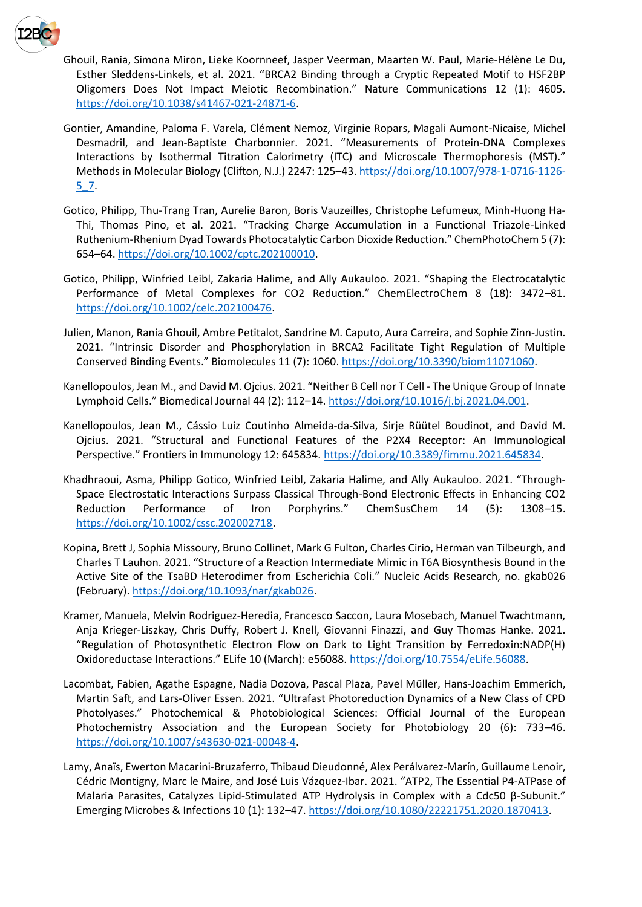Ghouil, Rania, Simona Miron, Lieke Koornneef, Jasper Veerman, Maarten W. Paul, Marie-Hélène Le Du, Esther Sleddens-Linkels, et al. 2021. "BRCA2 Binding through a Cryptic Repeated Motif to HSF2BP Oligomers Does Not Impact Meiotic Recombination." Nature Communications 12 (1): 4605. https://doi.org/10.1038/s41467-021-24871-6.

Gontier, Amandine, Paloma F. Varela, Clément Nemoz, Virginie Ropars, Magali Aumont-Nicaise, Michel Desmadril, and Jean-Baptiste Charbonnier. 2021. "Measurements of Protein-DNA Complexes Interactions by Isothermal Titration Calorimetry (ITC) and Microscale Thermophoresis (MST)." Methods in Molecular Biology (Clifton, N.J.) 2247: 125–43. https://doi.org/10.1007/978-1-0716-1126-5_7.

Gotico, Philipp, Thu-Trang Tran, Aurelie Baron, Boris Vauzeilles, Christophe Lefumeux, Minh-Huong Ha-Thi, Thomas Pino, et al. 2021. "Tracking Charge Accumulation in a Functional Triazole-Linked Ruthenium-Rhenium Dyad Towards Photocatalytic Carbon Dioxide Reduction." ChemPhotoChem 5 (7): 654–64. https://doi.org/10.1002/cptc.202100010.

Gotico, Philipp, Winfried Leibl, Zakaria Halime, and Ally Aukauloo. 2021. "Shaping the Electrocatalytic Performance of Metal Complexes for CO2 Reduction." ChemElectroChem 8 (18): 3472–81. https://doi.org/10.1002/celc.202100476.

Julien, Manon, Rania Ghouil, Ambre Petitalot, Sandrine M. Caputo, Aura Carreira, and Sophie Zinn-Justin. 2021. "Intrinsic Disorder and Phosphorylation in BRCA2 Facilitate Tight Regulation of Multiple Conserved Binding Events." Biomolecules 11 (7): 1060. https://doi.org/10.3390/biom11071060.

Kanellopoulos, Jean M., and David M. Ojcius. 2021. "Neither B Cell nor T Cell - The Unique Group of Innate Lymphoid Cells." Biomedical Journal 44 (2): 112–14. https://doi.org/10.1016/j.bj.2021.04.001.

Kanellopoulos, Jean M., Cássio Luiz Coutinho Almeida-da-Silva, Sirje Rüütel Boudinot, and David M. Ojcius. 2021. "Structural and Functional Features of the P2X4 Receptor: An Immunological Perspective." Frontiers in Immunology 12: 645834. https://doi.org/10.3389/fimmu.2021.645834.

Khadhraoui, Asma, Philipp Gotico, Winfried Leibl, Zakaria Halime, and Ally Aukauloo. 2021. "Through-Space Electrostatic Interactions Surpass Classical Through-Bond Electronic Effects in Enhancing CO2 Reduction Performance of Iron Porphyrins." ChemSusChem 14 (5): 1308–15. https://doi.org/10.1002/cssc.202002718.

Kopina, Brett J, Sophia Missoury, Bruno Collinet, Mark G Fulton, Charles Cirio, Herman van Tilbeurgh, and Charles T Lauhon. 2021. "Structure of a Reaction Intermediate Mimic in T6A Biosynthesis Bound in the Active Site of the TsaBD Heterodimer from Escherichia Coli." Nucleic Acids Research, no. gkab026 (February). https://doi.org/10.1093/nar/gkab026.

Kramer, Manuela, Melvin Rodriguez-Heredia, Francesco Saccon, Laura Mosebach, Manuel Twachtmann, Anja Krieger-Liszkay, Chris Duffy, Robert J. Knell, Giovanni Finazzi, and Guy Thomas Hanke. 2021. "Regulation of Photosynthetic Electron Flow on Dark to Light Transition by Ferredoxin:NADP(H) Oxidoreductase Interactions." ELife 10 (March): e56088. https://doi.org/10.7554/eLife.56088.

Lacombat, Fabien, Agathe Espagne, Nadia Dozova, Pascal Plaza, Pavel Müller, Hans-Joachim Emmerich, Martin Saft, and Lars-Oliver Essen. 2021. "Ultrafast Photoreduction Dynamics of a New Class of CPD Photolyases." Photochemical & Photobiological Sciences: Official Journal of the European Photochemistry Association and the European Society for Photobiology 20 (6): 733–46. https://doi.org/10.1007/s43630-021-00048-4.

Lamy, Anaïs, Ewerton Macarini-Bruzaferro, Thibaud Dieudonné, Alex Perálvarez-Marín, Guillaume Lenoir, Cédric Montigny, Marc le Maire, and José Luis Vázquez-Ibar. 2021. "ATP2, The Essential P4-ATPase of Malaria Parasites, Catalyzes Lipid-Stimulated ATP Hydrolysis in Complex with a Cdc50 β-Subunit." Emerging Microbes & Infections 10 (1): 132–47. https://doi.org/10.1080/22221751.2020.1870413.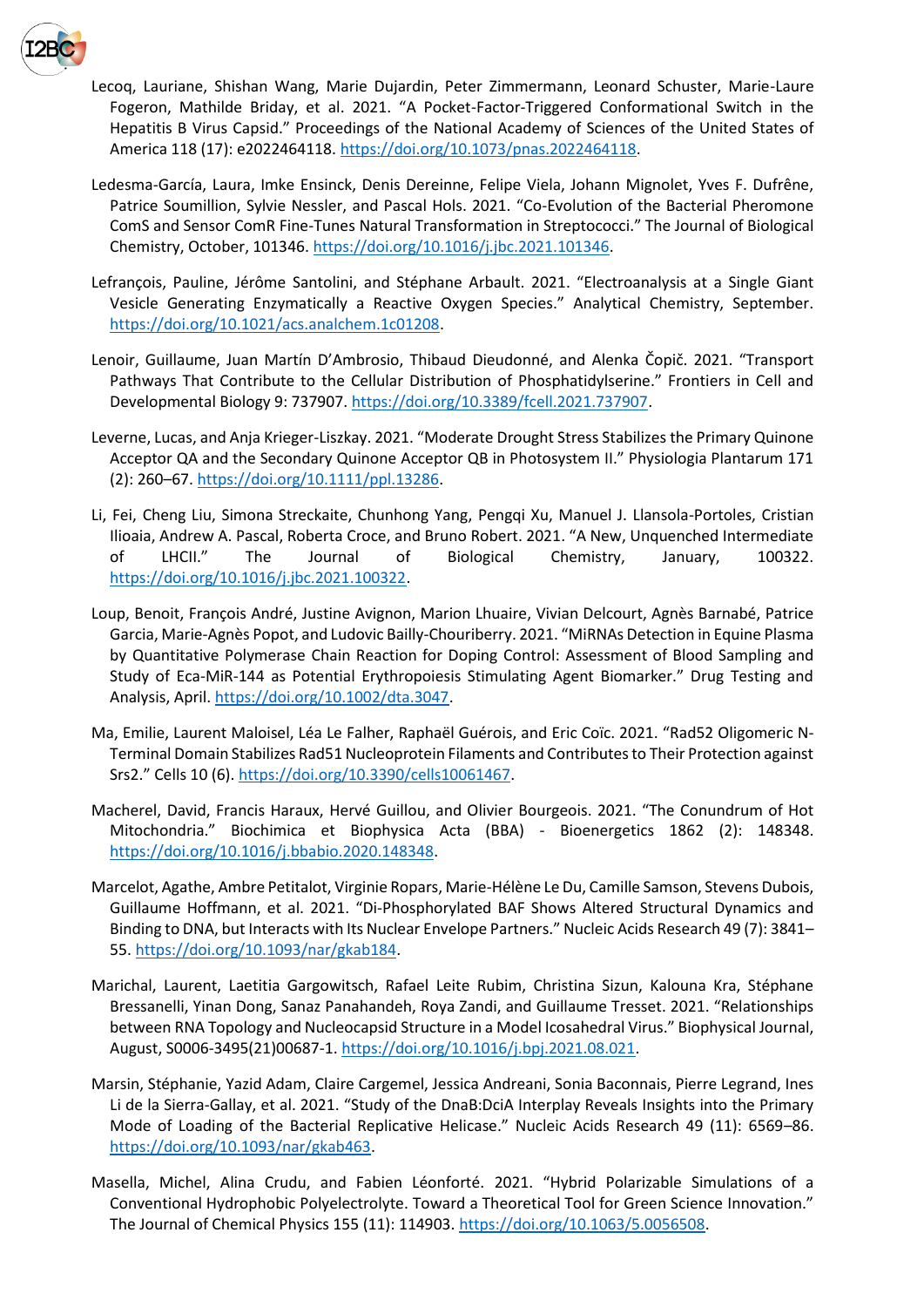Lecoq, Lauriane, Shishan Wang, Marie Dujardin, Peter Zimmermann, Leonard Schuster, Marie-Laure Fogeron, Mathilde Briday, et al. 2021. "A Pocket-Factor-Triggered Conformational Switch in the Hepatitis B Virus Capsid." Proceedings of the National Academy of Sciences of the United States of America 118 (17): e2022464118. https://doi.org/10.1073/pnas.2022464118.

Ledesma-García, Laura, Imke Ensinck, Denis Dereinne, Felipe Viela, Johann Mignolet, Yves F. Dufrêne, Patrice Soumillion, Sylvie Nessler, and Pascal Hols. 2021. "Co-Evolution of the Bacterial Pheromone ComS and Sensor ComR Fine-Tunes Natural Transformation in Streptococci." The Journal of Biological Chemistry, October, 101346. https://doi.org/10.1016/j.jbc.2021.101346.

Lefrançois, Pauline, Jérôme Santolini, and Stéphane Arbault. 2021. "Electroanalysis at a Single Giant Vesicle Generating Enzymatically a Reactive Oxygen Species." Analytical Chemistry, September. https://doi.org/10.1021/acs.analchem.1c01208.

Lenoir, Guillaume, Juan Martín D'Ambrosio, Thibaud Dieudonné, and Alenka Čopič. 2021. "Transport Pathways That Contribute to the Cellular Distribution of Phosphatidylserine." Frontiers in Cell and Developmental Biology 9: 737907. https://doi.org/10.3389/fcell.2021.737907.

Leverne, Lucas, and Anja Krieger-Liszkay. 2021. "Moderate Drought Stress Stabilizes the Primary Quinone Acceptor QA and the Secondary Quinone Acceptor QB in Photosystem II." Physiologia Plantarum 171 (2): 260–67. https://doi.org/10.1111/ppl.13286.

Li, Fei, Cheng Liu, Simona Streckaite, Chunhong Yang, Pengqi Xu, Manuel J. Llansola-Portoles, Cristian Ilioaia, Andrew A. Pascal, Roberta Croce, and Bruno Robert. 2021. "A New, Unquenched Intermediate of LHCII." The Journal of Biological Chemistry, January, 100322. https://doi.org/10.1016/j.jbc.2021.100322.

Loup, Benoit, François André, Justine Avignon, Marion Lhuaire, Vivian Delcourt, Agnès Barnabé, Patrice Garcia, Marie-Agnès Popot, and Ludovic Bailly-Chouriberry. 2021. "MiRNAs Detection in Equine Plasma by Quantitative Polymerase Chain Reaction for Doping Control: Assessment of Blood Sampling and Study of Eca-MiR-144 as Potential Erythropoiesis Stimulating Agent Biomarker." Drug Testing and Analysis, April. https://doi.org/10.1002/dta.3047.

Ma, Emilie, Laurent Maloisel, Léa Le Falher, Raphaël Guérois, and Eric Coïc. 2021. "Rad52 Oligomeric N-Terminal Domain Stabilizes Rad51 Nucleoprotein Filaments and Contributes to Their Protection against Srs2." Cells 10 (6). https://doi.org/10.3390/cells10061467.

Macherel, David, Francis Haraux, Hervé Guillou, and Olivier Bourgeois. 2021. "The Conundrum of Hot Mitochondria." Biochimica et Biophysica Acta (BBA) - Bioenergetics 1862 (2): 148348. https://doi.org/10.1016/j.bbabio.2020.148348.

Marcelot, Agathe, Ambre Petitalot, Virginie Ropars, Marie-Hélène Le Du, Camille Samson, Stevens Dubois, Guillaume Hoffmann, et al. 2021. "Di-Phosphorylated BAF Shows Altered Structural Dynamics and Binding to DNA, but Interacts with Its Nuclear Envelope Partners." Nucleic Acids Research 49 (7): 3841–55. https://doi.org/10.1093/nar/gkab184.

Marichal, Laurent, Laetitia Gargowitsch, Rafael Leite Rubim, Christina Sizun, Kalouna Kra, Stéphane Bressanelli, Yinan Dong, Sanaz Panahandeh, Roya Zandi, and Guillaume Tresset. 2021. "Relationships between RNA Topology and Nucleocapsid Structure in a Model Icosahedral Virus." Biophysical Journal, August, S0006-3495(21)00687-1. https://doi.org/10.1016/j.bpj.2021.08.021.

Marsin, Stéphanie, Yazid Adam, Claire Cargemel, Jessica Andreani, Sonia Baconnais, Pierre Legrand, Ines Li de la Sierra-Gallay, et al. 2021. "Study of the DnaB:DciA Interplay Reveals Insights into the Primary Mode of Loading of the Bacterial Replicative Helicase." Nucleic Acids Research 49 (11): 6569–86. https://doi.org/10.1093/nar/gkab463.

Masella, Michel, Alina Crudu, and Fabien Léonforté. 2021. "Hybrid Polarizable Simulations of a Conventional Hydrophobic Polyelectrolyte. Toward a Theoretical Tool for Green Science Innovation." The Journal of Chemical Physics 155 (11): 114903. https://doi.org/10.1063/5.0056508.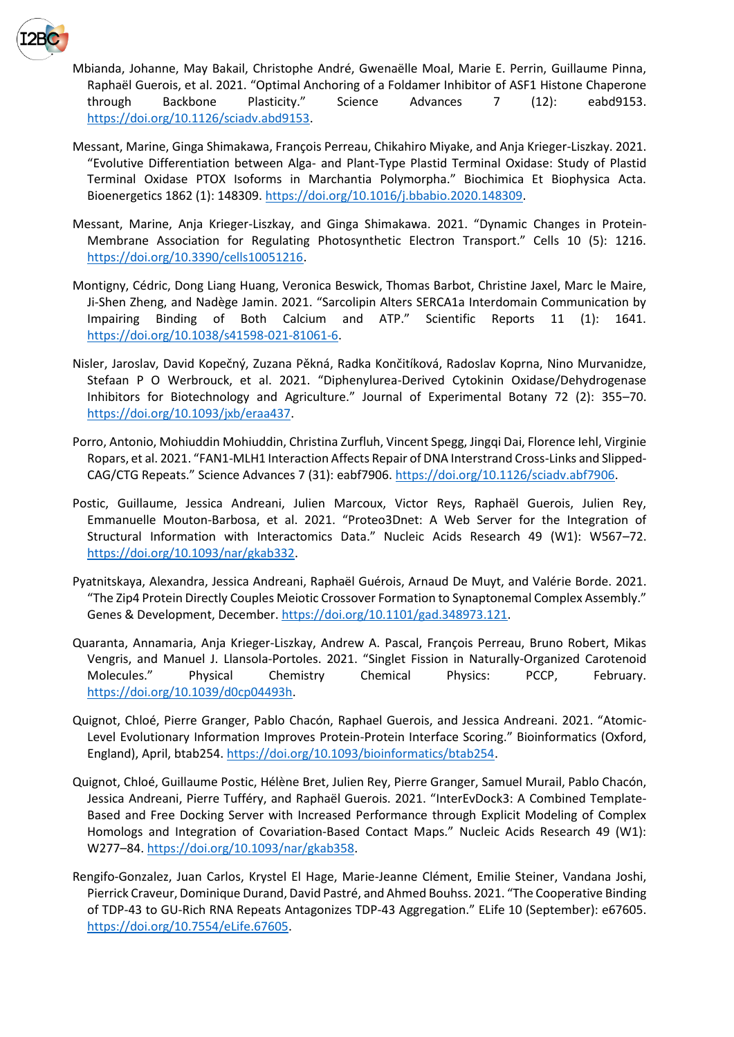Mbianda, Johanne, May Bakail, Christophe André, Gwenaëlle Moal, Marie E. Perrin, Guillaume Pinna, Raphaël Guerois, et al. 2021. “Optimal Anchoring of a Foldamer Inhibitor of ASF1 Histone Chaperone through Backbone Plasticity.” Science Advances 7 (12): eabd9153. https://doi.org/10.1126/sciadv.abd9153.

Messant, Marine, Ginga Shimakawa, François Perreau, Chikahiro Miyake, and Anja Krieger-Liszkay. 2021. “Evolutive Differentiation between Alga- and Plant-Type Plastid Terminal Oxidase: Study of Plastid Terminal Oxidase PTOX Isoforms in Marchantia Polymorpha.” Biochimica Et Biophysica Acta. Bioenergetics 1862 (1): 148309. https://doi.org/10.1016/j.bbabio.2020.148309.

Messant, Marine, Anja Krieger-Liszkay, and Ginga Shimakawa. 2021. “Dynamic Changes in Protein-Membrane Association for Regulating Photosynthetic Electron Transport.” Cells 10 (5): 1216. https://doi.org/10.3390/cells10051216.

Montigny, Cédric, Dong Liang Huang, Veronica Beswick, Thomas Barbot, Christine Jaxel, Marc le Maire, Ji-Shen Zheng, and Nadège Jamin. 2021. “Sarcolipin Alters SERCA1a Interdomain Communication by Impairing Binding of Both Calcium and ATP.” Scientific Reports 11 (1): 1641. https://doi.org/10.1038/s41598-021-81061-6.

Nisler, Jaroslav, David Kopečný, Zuzana Pěkná, Radka Končitíková, Radoslav Koprna, Nino Murvanidze, Stefaan P O Werbrouck, et al. 2021. “Diphenylurea-Derived Cytokinin Oxidase/Dehydrogenase Inhibitors for Biotechnology and Agriculture.” Journal of Experimental Botany 72 (2): 355–70. https://doi.org/10.1093/jxb/eraa437.

Porro, Antonio, Mohiuddin Mohiuddin, Christina Zurfluh, Vincent Spegg, Jingqi Dai, Florence Iehl, Virginie Ropars, et al. 2021. “FAN1-MLH1 Interaction Affects Repair of DNA Interstrand Cross-Links and Slipped-CAG/CTG Repeats.” Science Advances 7 (31): eabf7906. https://doi.org/10.1126/sciadv.abf7906.

Postic, Guillaume, Jessica Andreani, Julien Marcoux, Victor Reys, Raphaël Guerois, Julien Rey, Emmanuelle Mouton-Barbosa, et al. 2021. “Proteo3Dnet: A Web Server for the Integration of Structural Information with Interactomics Data.” Nucleic Acids Research 49 (W1): W567–72. https://doi.org/10.1093/nar/gkab332.

Pyatnitskaya, Alexandra, Jessica Andreani, Raphaël Guérois, Arnaud De Muyt, and Valérie Borde. 2021. “The Zip4 Protein Directly Couples Meiotic Crossover Formation to Synaptonemal Complex Assembly.” Genes & Development, December. https://doi.org/10.1101/gad.348973.121.

Quaranta, Annamaria, Anja Krieger-Liszkay, Andrew A. Pascal, François Perreau, Bruno Robert, Mikas Vengris, and Manuel J. Llansola-Portoles. 2021. “Singlet Fission in Naturally-Organized Carotenoid Molecules.” Physical Chemistry Chemical Physics: PCCP, February. https://doi.org/10.1039/d0cp04493h.

Quignot, Chloé, Pierre Granger, Pablo Chacón, Raphael Guerois, and Jessica Andreani. 2021. “Atomic-Level Evolutionary Information Improves Protein-Protein Interface Scoring.” Bioinformatics (Oxford, England), April, btab254. https://doi.org/10.1093/bioinformatics/btab254.

Quignot, Chloé, Guillaume Postic, Hélène Bret, Julien Rey, Pierre Granger, Samuel Murail, Pablo Chacón, Jessica Andreani, Pierre Tufféry, and Raphaël Guerois. 2021. “InterEvDock3: A Combined Template-Based and Free Docking Server with Increased Performance through Explicit Modeling of Complex Homologs and Integration of Covariation-Based Contact Maps.” Nucleic Acids Research 49 (W1): W277–84. https://doi.org/10.1093/nar/gkab358.

Rengifo-Gonzalez, Juan Carlos, Krystel El Hage, Marie-Jeanne Clément, Emilie Steiner, Vandana Joshi, Pierrick Craveur, Dominique Durand, David Pastré, and Ahmed Bouhss. 2021. “The Cooperative Binding of TDP-43 to GU-Rich RNA Repeats Antagonizes TDP-43 Aggregation.” ELife 10 (September): e67605. https://doi.org/10.7554/eLife.67605.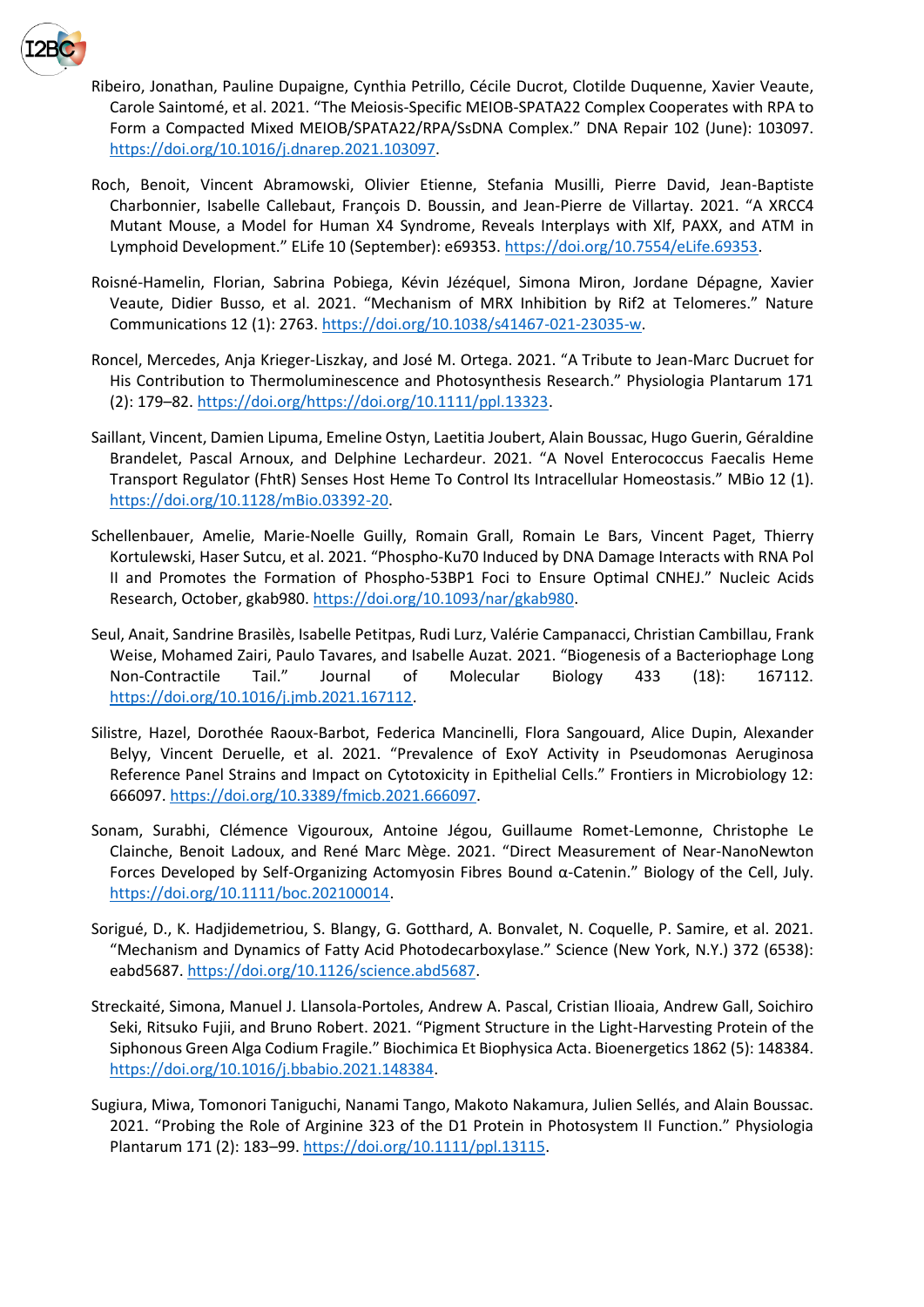Ribeiro, Jonathan, Pauline Dupaigne, Cynthia Petrillo, Cécile Ducrot, Clotilde Duquenne, Xavier Veaute, Carole Saintomé, et al. 2021. "The Meiosis-Specific MEIOB-SPATA22 Complex Cooperates with RPA to Form a Compacted Mixed MEIOB/SPATA22/RPA/SsDNA Complex." DNA Repair 102 (June): 103097. https://doi.org/10.1016/j.dnarep.2021.103097.

Roch, Benoit, Vincent Abramowski, Olivier Etienne, Stefania Musilli, Pierre David, Jean-Baptiste Charbonnier, Isabelle Callebaut, François D. Boussin, and Jean-Pierre de Villartay. 2021. "A XRCC4 Mutant Mouse, a Model for Human X4 Syndrome, Reveals Interplays with Xlf, PAXX, and ATM in Lymphoid Development." ELife 10 (September): e69353. https://doi.org/10.7554/eLife.69353.

Roisné-Hamelin, Florian, Sabrina Pobiega, Kévin Jézéquel, Simona Miron, Jordane Dépagne, Xavier Veaute, Didier Busso, et al. 2021. "Mechanism of MRX Inhibition by Rif2 at Telomeres." Nature Communications 12 (1): 2763. https://doi.org/10.1038/s41467-021-23035-w.

Roncel, Mercedes, Anja Krieger-Liszkay, and José M. Ortega. 2021. "A Tribute to Jean-Marc Ducruet for His Contribution to Thermoluminescence and Photosynthesis Research." Physiologia Plantarum 171 (2): 179–82. https://doi.org/https://doi.org/10.1111/ppl.13323.

Saillant, Vincent, Damien Lipuma, Emeline Ostyn, Laetitia Joubert, Alain Boussac, Hugo Guerin, Géraldine Brandelet, Pascal Arnoux, and Delphine Lechardeur. 2021. "A Novel Enterococcus Faecalis Heme Transport Regulator (FhtR) Senses Host Heme To Control Its Intracellular Homeostasis." MBio 12 (1). https://doi.org/10.1128/mBio.03392-20.

Schellenbauer, Amelie, Marie-Noelle Guilly, Romain Grall, Romain Le Bars, Vincent Paget, Thierry Kortulewski, Haser Sutcu, et al. 2021. "Phospho-Ku70 Induced by DNA Damage Interacts with RNA Pol II and Promotes the Formation of Phospho-53BP1 Foci to Ensure Optimal CNHEJ." Nucleic Acids Research, October, gkab980. https://doi.org/10.1093/nar/gkab980.

Seul, Anait, Sandrine Brasilès, Isabelle Petitpas, Rudi Lurz, Valérie Campanacci, Christian Cambillau, Frank Weise, Mohamed Zairi, Paulo Tavares, and Isabelle Auzat. 2021. "Biogenesis of a Bacteriophage Long Non-Contractile Tail." Journal of Molecular Biology 433 (18): 167112. https://doi.org/10.1016/j.jmb.2021.167112.

Silistre, Hazel, Dorothée Raoux-Barbot, Federica Mancinelli, Flora Sangouard, Alice Dupin, Alexander Belyy, Vincent Deruelle, et al. 2021. "Prevalence of ExoY Activity in Pseudomonas Aeruginosa Reference Panel Strains and Impact on Cytotoxicity in Epithelial Cells." Frontiers in Microbiology 12: 666097. https://doi.org/10.3389/fmicb.2021.666097.

Sonam, Surabhi, Clémence Vigouroux, Antoine Jégou, Guillaume Romet-Lemonne, Christophe Le Clainche, Benoit Ladoux, and René Marc Mège. 2021. "Direct Measurement of Near-NanoNewton Forces Developed by Self-Organizing Actomyosin Fibres Bound α-Catenin." Biology of the Cell, July. https://doi.org/10.1111/boc.202100014.

Sorigué, D., K. Hadjidemetriou, S. Blangy, G. Gotthard, A. Bonvalet, N. Coquelle, P. Samire, et al. 2021. "Mechanism and Dynamics of Fatty Acid Photodecarboxylase." Science (New York, N.Y.) 372 (6538): eabd5687. https://doi.org/10.1126/science.abd5687.

Streckaité, Simona, Manuel J. Llansola-Portoles, Andrew A. Pascal, Cristian Ilioaia, Andrew Gall, Soichiro Seki, Ritsuko Fujii, and Bruno Robert. 2021. "Pigment Structure in the Light-Harvesting Protein of the Siphonous Green Alga Codium Fragile." Biochimica Et Biophysica Acta. Bioenergetics 1862 (5): 148384. https://doi.org/10.1016/j.bbabio.2021.148384.

Sugiura, Miwa, Tomonori Taniguchi, Nanami Tango, Makoto Nakamura, Julien Sellés, and Alain Boussac. 2021. "Probing the Role of Arginine 323 of the D1 Protein in Photosystem II Function." Physiologia Plantarum 171 (2): 183–99. https://doi.org/10.1111/ppl.13115.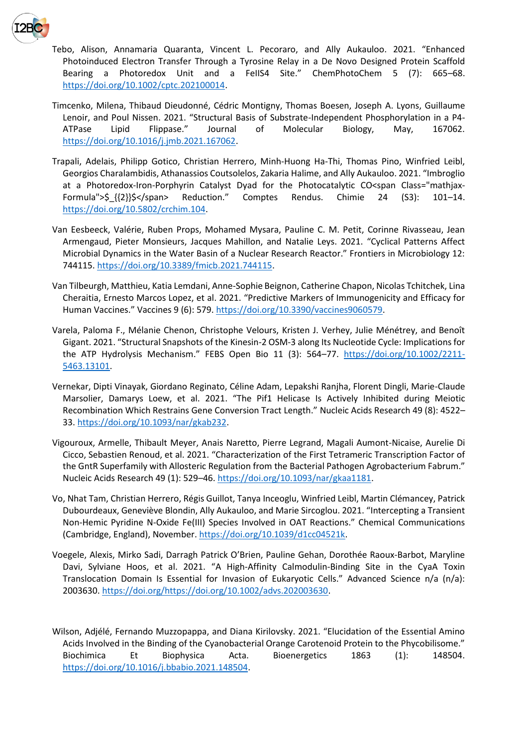Tebo, Alison, Annamaria Quaranta, Vincent L. Pecoraro, and Ally Aukauloo. 2021. "Enhanced Photoinduced Electron Transfer Through a Tyrosine Relay in a De Novo Designed Protein Scaffold Bearing a Photoredox Unit and a FeIIS4 Site." ChemPhotoChem 5 (7): 665–68. https://doi.org/10.1002/cptc.202100014.

Timcenko, Milena, Thibaud Dieudonné, Cédric Montigny, Thomas Boesen, Joseph A. Lyons, Guillaume Lenoir, and Poul Nissen. 2021. "Structural Basis of Substrate-Independent Phosphorylation in a P4-ATPase Lipid Flippase." Journal of Molecular Biology, May, 167062. https://doi.org/10.1016/j.jmb.2021.167062.

Trapali, Adelais, Philipp Gotico, Christian Herrero, Minh-Huong Ha-Thi, Thomas Pino, Winfried Leibl, Georgios Charalambidis, Athanassios Coutsolelos, Zakaria Halime, and Ally Aukauloo. 2021. "Imbroglio at a Photoredox-Iron-Porphyrin Catalyst Dyad for the Photocatalytic CO<span Class="mathjax-Formula">$_{{2}}$</span> Reduction." Comptes Rendus. Chimie 24 (S3): 101–14. https://doi.org/10.5802/crchim.104.

Van Eesbeeck, Valérie, Ruben Props, Mohamed Mysara, Pauline C. M. Petit, Corinne Rivasseau, Jean Armengaud, Pieter Monsieurs, Jacques Mahillon, and Natalie Leys. 2021. "Cyclical Patterns Affect Microbial Dynamics in the Water Basin of a Nuclear Research Reactor." Frontiers in Microbiology 12: 744115. https://doi.org/10.3389/fmicb.2021.744115.

Van Tilbeurgh, Matthieu, Katia Lemdani, Anne-Sophie Beignon, Catherine Chapon, Nicolas Tchitchek, Lina Cheraitia, Ernesto Marcos Lopez, et al. 2021. "Predictive Markers of Immunogenicity and Efficacy for Human Vaccines." Vaccines 9 (6): 579. https://doi.org/10.3390/vaccines9060579.

Varela, Paloma F., Mélanie Chenon, Christophe Velours, Kristen J. Verhey, Julie Ménétrey, and Benoît Gigant. 2021. "Structural Snapshots of the Kinesin-2 OSM-3 along Its Nucleotide Cycle: Implications for the ATP Hydrolysis Mechanism." FEBS Open Bio 11 (3): 564–77. https://doi.org/10.1002/2211-5463.13101.

Vernekar, Dipti Vinayak, Giordano Reginato, Céline Adam, Lepakshi Ranjha, Florent Dingli, Marie-Claude Marsolier, Damarys Loew, et al. 2021. "The Pif1 Helicase Is Actively Inhibited during Meiotic Recombination Which Restrains Gene Conversion Tract Length." Nucleic Acids Research 49 (8): 4522–33. https://doi.org/10.1093/nar/gkab232.

Vigouroux, Armelle, Thibault Meyer, Anais Naretto, Pierre Legrand, Magali Aumont-Nicaise, Aurelie Di Cicco, Sebastien Renoud, et al. 2021. "Characterization of the First Tetrameric Transcription Factor of the GntR Superfamily with Allosteric Regulation from the Bacterial Pathogen Agrobacterium Fabrum." Nucleic Acids Research 49 (1): 529–46. https://doi.org/10.1093/nar/gkaa1181.

Vo, Nhat Tam, Christian Herrero, Régis Guillot, Tanya Inceoglu, Winfried Leibl, Martin Clémancey, Patrick Dubourdeaux, Geneviève Blondin, Ally Aukauloo, and Marie Sircoglou. 2021. "Intercepting a Transient Non-Hemic Pyridine N-Oxide Fe(III) Species Involved in OAT Reactions." Chemical Communications (Cambridge, England), November. https://doi.org/10.1039/d1cc04521k.

Voegele, Alexis, Mirko Sadi, Darragh Patrick O'Brien, Pauline Gehan, Dorothée Raoux-Barbot, Maryline Davi, Sylviane Hoos, et al. 2021. "A High-Affinity Calmodulin-Binding Site in the CyaA Toxin Translocation Domain Is Essential for Invasion of Eukaryotic Cells." Advanced Science n/a (n/a): 2003630. https://doi.org/https://doi.org/10.1002/advs.202003630.

Wilson, Adjélé, Fernando Muzzopappa, and Diana Kirilovsky. 2021. "Elucidation of the Essential Amino Acids Involved in the Binding of the Cyanobacterial Orange Carotenoid Protein to the Phycobilisome." Biochimica Et Biophysica Acta. Bioenergetics 1863 (1): 148504. https://doi.org/10.1016/j.bbabio.2021.148504.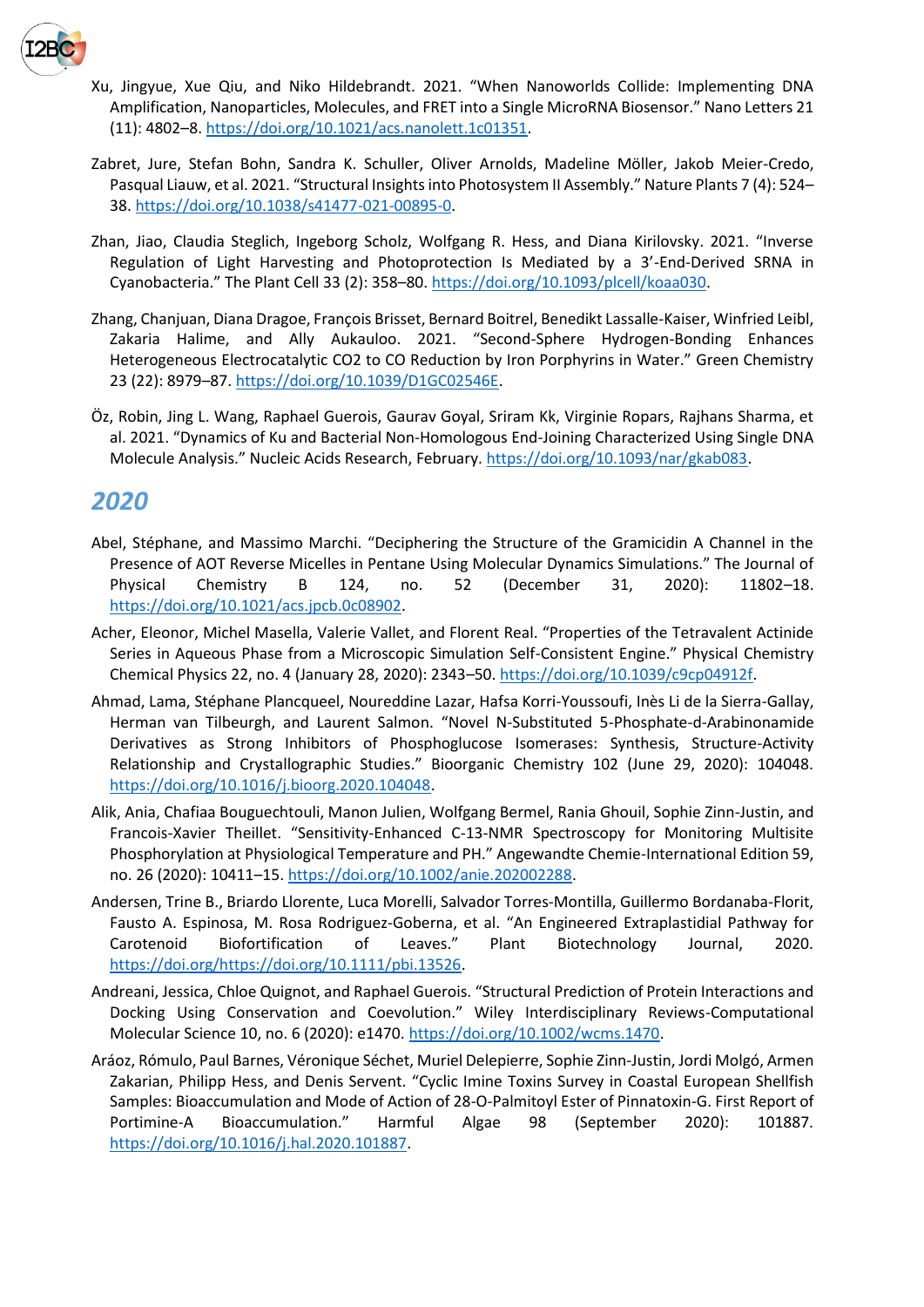Xu, Jingyue, Xue Qiu, and Niko Hildebrandt. 2021. "When Nanoworlds Collide: Implementing DNA Amplification, Nanoparticles, Molecules, and FRET into a Single MicroRNA Biosensor." Nano Letters 21 (11): 4802–8. https://doi.org/10.1021/acs.nanolett.1c01351.

Zabret, Jure, Stefan Bohn, Sandra K. Schuller, Oliver Arnolds, Madeline Möller, Jakob Meier-Credo, Pasqual Liauw, et al. 2021. "Structural Insights into Photosystem II Assembly." Nature Plants 7 (4): 524–38. https://doi.org/10.1038/s41477-021-00895-0.

Zhan, Jiao, Claudia Steglich, Ingeborg Scholz, Wolfgang R. Hess, and Diana Kirilovsky. 2021. "Inverse Regulation of Light Harvesting and Photoprotection Is Mediated by a 3'-End-Derived SRNA in Cyanobacteria." The Plant Cell 33 (2): 358–80. https://doi.org/10.1093/plcell/koaa030.

Zhang, Chanjuan, Diana Dragoe, François Brisset, Bernard Boitrel, Benedikt Lassalle-Kaiser, Winfried Leibl, Zakaria Halime, and Ally Aukauloo. 2021. "Second-Sphere Hydrogen-Bonding Enhances Heterogeneous Electrocatalytic CO2 to CO Reduction by Iron Porphyrins in Water." Green Chemistry 23 (22): 8979–87. https://doi.org/10.1039/D1GC02546E.

Öz, Robin, Jing L. Wang, Raphael Guerois, Gaurav Goyal, Sriram Kk, Virginie Ropars, Rajhans Sharma, et al. 2021. "Dynamics of Ku and Bacterial Non-Homologous End-Joining Characterized Using Single DNA Molecule Analysis." Nucleic Acids Research, February. https://doi.org/10.1093/nar/gkab083.

## 2020

Abel, Stéphane, and Massimo Marchi. "Deciphering the Structure of the Gramicidin A Channel in the Presence of AOT Reverse Micelles in Pentane Using Molecular Dynamics Simulations." The Journal of Physical Chemistry B 124, no. 52 (December 31, 2020): 11802–18. https://doi.org/10.1021/acs.jpcb.0c08902.

Acher, Eleonor, Michel Masella, Valerie Vallet, and Florent Real. "Properties of the Tetravalent Actinide Series in Aqueous Phase from a Microscopic Simulation Self-Consistent Engine." Physical Chemistry Chemical Physics 22, no. 4 (January 28, 2020): 2343–50. https://doi.org/10.1039/c9cp04912f.

Ahmad, Lama, Stéphane Plancqueel, Noureddine Lazar, Hafsa Korri-Youssoufi, Inès Li de la Sierra-Gallay, Herman van Tilbeurgh, and Laurent Salmon. "Novel N-Substituted 5-Phosphate-d-Arabinonamide Derivatives as Strong Inhibitors of Phosphoglucose Isomerases: Synthesis, Structure-Activity Relationship and Crystallographic Studies." Bioorganic Chemistry 102 (June 29, 2020): 104048. https://doi.org/10.1016/j.bioorg.2020.104048.

Alik, Ania, Chafiaa Bouguechtouli, Manon Julien, Wolfgang Bermel, Rania Ghouil, Sophie Zinn-Justin, and Francois-Xavier Theillet. "Sensitivity-Enhanced C-13-NMR Spectroscopy for Monitoring Multisite Phosphorylation at Physiological Temperature and PH." Angewandte Chemie-International Edition 59, no. 26 (2020): 10411–15. https://doi.org/10.1002/anie.202002288.

Andersen, Trine B., Briardo Llorente, Luca Morelli, Salvador Torres-Montilla, Guillermo Bordanaba-Florit, Fausto A. Espinosa, M. Rosa Rodriguez-Goberna, et al. "An Engineered Extraplastidial Pathway for Carotenoid Biofortification of Leaves." Plant Biotechnology Journal, 2020. https://doi.org/https://doi.org/10.1111/pbi.13526.

Andreani, Jessica, Chloe Quignot, and Raphael Guerois. "Structural Prediction of Protein Interactions and Docking Using Conservation and Coevolution." Wiley Interdisciplinary Reviews-Computational Molecular Science 10, no. 6 (2020): e1470. https://doi.org/10.1002/wcms.1470.

Aráoz, Rómulo, Paul Barnes, Véronique Séchet, Muriel Delepierre, Sophie Zinn-Justin, Jordi Molgó, Armen Zakarian, Philipp Hess, and Denis Servent. "Cyclic Imine Toxins Survey in Coastal European Shellfish Samples: Bioaccumulation and Mode of Action of 28-O-Palmitoyl Ester of Pinnatoxin-G. First Report of Portimine-A Bioaccumulation." Harmful Algae 98 (September 2020): 101887. https://doi.org/10.1016/j.hal.2020.101887.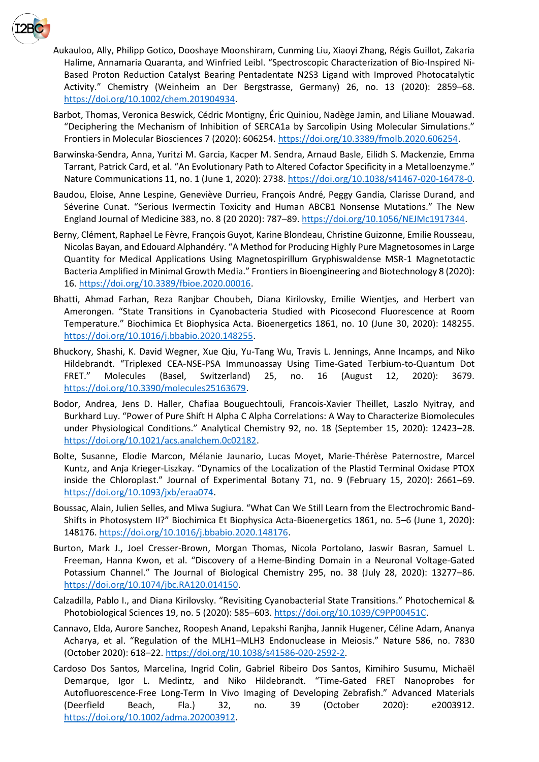Aukauloo, Ally, Philipp Gotico, Dooshaye Moonshiram, Cunming Liu, Xiaoyi Zhang, Régis Guillot, Zakaria Halime, Annamaria Quaranta, and Winfried Leibl. “Spectroscopic Characterization of Bio-Inspired Ni-Based Proton Reduction Catalyst Bearing Pentadentate N2S3 Ligand with Improved Photocatalytic Activity.” Chemistry (Weinheim an Der Bergstrasse, Germany) 26, no. 13 (2020): 2859–68. https://doi.org/10.1002/chem.201904934.

Barbot, Thomas, Veronica Beswick, Cédric Montigny, Éric Quiniou, Nadège Jamin, and Liliane Mouawad. “Deciphering the Mechanism of Inhibition of SERCA1a by Sarcolipin Using Molecular Simulations.” Frontiers in Molecular Biosciences 7 (2020): 606254. https://doi.org/10.3389/fmolb.2020.606254.

Barwinska-Sendra, Anna, Yuritzi M. Garcia, Kacper M. Sendra, Arnaud Basle, Eilidh S. Mackenzie, Emma Tarrant, Patrick Card, et al. “An Evolutionary Path to Altered Cofactor Specificity in a Metalloenzyme.” Nature Communications 11, no. 1 (June 1, 2020): 2738. https://doi.org/10.1038/s41467-020-16478-0.

Baudou, Eloise, Anne Lespine, Geneviève Durrieu, François André, Peggy Gandia, Clarisse Durand, and Séverine Cunat. “Serious Ivermectin Toxicity and Human ABCB1 Nonsense Mutations.” The New England Journal of Medicine 383, no. 8 (20 2020): 787–89. https://doi.org/10.1056/NEJMc1917344.

Berny, Clément, Raphael Le Fèvre, François Guyot, Karine Blondeau, Christine Guizonne, Emilie Rousseau, Nicolas Bayan, and Edouard Alphandéry. “A Method for Producing Highly Pure Magnetosomes in Large Quantity for Medical Applications Using Magnetospirillum Gryphiswaldense MSR-1 Magnetotactic Bacteria Amplified in Minimal Growth Media.” Frontiers in Bioengineering and Biotechnology 8 (2020): 16. https://doi.org/10.3389/fbioe.2020.00016.

Bhatti, Ahmad Farhan, Reza Ranjbar Choubeh, Diana Kirilovsky, Emilie Wientjes, and Herbert van Amerongen. “State Transitions in Cyanobacteria Studied with Picosecond Fluorescence at Room Temperature.” Biochimica Et Biophysica Acta. Bioenergetics 1861, no. 10 (June 30, 2020): 148255. https://doi.org/10.1016/j.bbabio.2020.148255.

Bhuckory, Shashi, K. David Wegner, Xue Qiu, Yu-Tang Wu, Travis L. Jennings, Anne Incamps, and Niko Hildebrandt. “Triplexed CEA-NSE-PSA Immunoassay Using Time-Gated Terbium-to-Quantum Dot FRET.” Molecules (Basel, Switzerland) 25, no. 16 (August 12, 2020): 3679. https://doi.org/10.3390/molecules25163679.

Bodor, Andrea, Jens D. Haller, Chafiaa Bouguechtouli, Francois-Xavier Theillet, Laszlo Nyitray, and Burkhard Luy. “Power of Pure Shift H Alpha C Alpha Correlations: A Way to Characterize Biomolecules under Physiological Conditions.” Analytical Chemistry 92, no. 18 (September 15, 2020): 12423–28. https://doi.org/10.1021/acs.analchem.0c02182.

Bolte, Susanne, Elodie Marcon, Mélanie Jaunario, Lucas Moyet, Marie-Thérèse Paternostre, Marcel Kuntz, and Anja Krieger-Liszkay. “Dynamics of the Localization of the Plastid Terminal Oxidase PTOX inside the Chloroplast.” Journal of Experimental Botany 71, no. 9 (February 15, 2020): 2661–69. https://doi.org/10.1093/jxb/eraa074.

Boussac, Alain, Julien Selles, and Miwa Sugiura. “What Can We Still Learn from the Electrochromic Band-Shifts in Photosystem II?” Biochimica Et Biophysica Acta-Bioenergetics 1861, no. 5–6 (June 1, 2020): 148176. https://doi.org/10.1016/j.bbabio.2020.148176.

Burton, Mark J., Joel Cresser-Brown, Morgan Thomas, Nicola Portolano, Jaswir Basran, Samuel L. Freeman, Hanna Kwon, et al. “Discovery of a Heme-Binding Domain in a Neuronal Voltage-Gated Potassium Channel.” The Journal of Biological Chemistry 295, no. 38 (July 28, 2020): 13277–86. https://doi.org/10.1074/jbc.RA120.014150.

Calzadilla, Pablo I., and Diana Kirilovsky. “Revisiting Cyanobacterial State Transitions.” Photochemical & Photobiological Sciences 19, no. 5 (2020): 585–603. https://doi.org/10.1039/C9PP00451C.

Cannavo, Elda, Aurore Sanchez, Roopesh Anand, Lepakshi Ranjha, Jannik Hugener, Céline Adam, Ananya Acharya, et al. “Regulation of the MLH1–MLH3 Endonuclease in Meiosis.” Nature 586, no. 7830 (October 2020): 618–22. https://doi.org/10.1038/s41586-020-2592-2.

Cardoso Dos Santos, Marcelina, Ingrid Colin, Gabriel Ribeiro Dos Santos, Kimihiro Susumu, Michaël Demarque, Igor L. Medintz, and Niko Hildebrandt. “Time-Gated FRET Nanoprobes for Autofluorescence-Free Long-Term In Vivo Imaging of Developing Zebrafish.” Advanced Materials (Deerfield Beach, Fla.) 32, no. 39 (October 2020): e2003912. https://doi.org/10.1002/adma.202003912.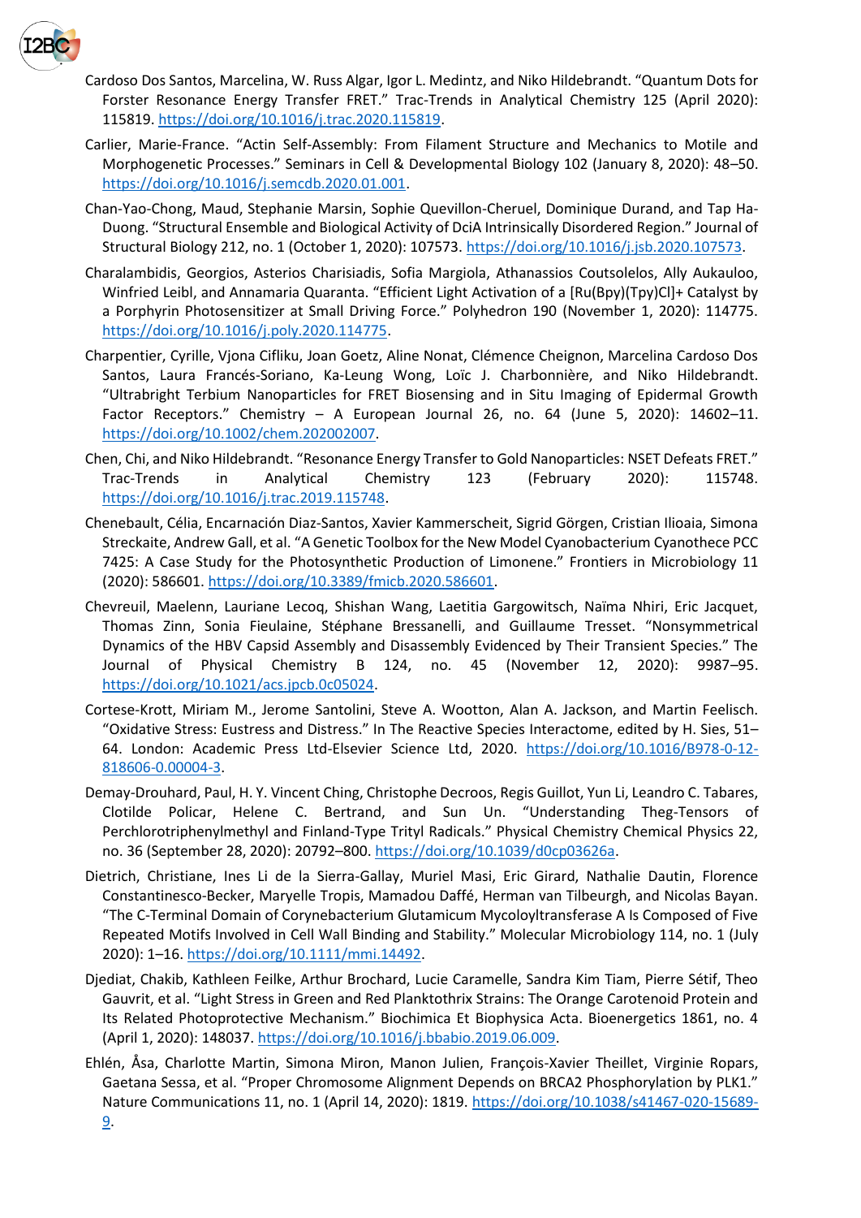Cardoso Dos Santos, Marcelina, W. Russ Algar, Igor L. Medintz, and Niko Hildebrandt. "Quantum Dots for Forster Resonance Energy Transfer FRET." Trac-Trends in Analytical Chemistry 125 (April 2020): 115819. https://doi.org/10.1016/j.trac.2020.115819.

Carlier, Marie-France. "Actin Self-Assembly: From Filament Structure and Mechanics to Motile and Morphogenetic Processes." Seminars in Cell & Developmental Biology 102 (January 8, 2020): 48–50. https://doi.org/10.1016/j.semcdb.2020.01.001.

Chan-Yao-Chong, Maud, Stephanie Marsin, Sophie Quevillon-Cheruel, Dominique Durand, and Tap Ha-Duong. "Structural Ensemble and Biological Activity of DciA Intrinsically Disordered Region." Journal of Structural Biology 212, no. 1 (October 1, 2020): 107573. https://doi.org/10.1016/j.jsb.2020.107573.

Charalambidis, Georgios, Asterios Charisiadis, Sofia Margiola, Athanassios Coutsolelos, Ally Aukauloo, Winfried Leibl, and Annamaria Quaranta. "Efficient Light Activation of a [Ru(Bpy)(Tpy)Cl]+ Catalyst by a Porphyrin Photosensitizer at Small Driving Force." Polyhedron 190 (November 1, 2020): 114775. https://doi.org/10.1016/j.poly.2020.114775.

Charpentier, Cyrille, Vjona Cifliku, Joan Goetz, Aline Nonat, Clémence Cheignon, Marcelina Cardoso Dos Santos, Laura Francés-Soriano, Ka-Leung Wong, Loïc J. Charbonnière, and Niko Hildebrandt. "Ultrabright Terbium Nanoparticles for FRET Biosensing and in Situ Imaging of Epidermal Growth Factor Receptors." Chemistry – A European Journal 26, no. 64 (June 5, 2020): 14602–11. https://doi.org/10.1002/chem.202002007.

Chen, Chi, and Niko Hildebrandt. "Resonance Energy Transfer to Gold Nanoparticles: NSET Defeats FRET." Trac-Trends in Analytical Chemistry 123 (February 2020): 115748. https://doi.org/10.1016/j.trac.2019.115748.

Chenebault, Célia, Encarnación Diaz-Santos, Xavier Kammerscheit, Sigrid Görgen, Cristian Ilioaia, Simona Streckaite, Andrew Gall, et al. "A Genetic Toolbox for the New Model Cyanobacterium Cyanothece PCC 7425: A Case Study for the Photosynthetic Production of Limonene." Frontiers in Microbiology 11 (2020): 586601. https://doi.org/10.3389/fmicb.2020.586601.

Chevreuil, Maelenn, Lauriane Lecoq, Shishan Wang, Laetitia Gargowitsch, Naïma Nhiri, Eric Jacquet, Thomas Zinn, Sonia Fieulaine, Stéphane Bressanelli, and Guillaume Tresset. "Nonsymmetrical Dynamics of the HBV Capsid Assembly and Disassembly Evidenced by Their Transient Species." The Journal of Physical Chemistry B 124, no. 45 (November 12, 2020): 9987–95. https://doi.org/10.1021/acs.jpcb.0c05024.

Cortese-Krott, Miriam M., Jerome Santolini, Steve A. Wootton, Alan A. Jackson, and Martin Feelisch. "Oxidative Stress: Eustress and Distress." In The Reactive Species Interactome, edited by H. Sies, 51–64. London: Academic Press Ltd-Elsevier Science Ltd, 2020. https://doi.org/10.1016/B978-0-12-818606-0.00004-3.

Demay-Drouhard, Paul, H. Y. Vincent Ching, Christophe Decroos, Regis Guillot, Yun Li, Leandro C. Tabares, Clotilde Policar, Helene C. Bertrand, and Sun Un. "Understanding Theg-Tensors of Perchlorotriphenylmethyl and Finland-Type Trityl Radicals." Physical Chemistry Chemical Physics 22, no. 36 (September 28, 2020): 20792–800. https://doi.org/10.1039/d0cp03626a.

Dietrich, Christiane, Ines Li de la Sierra-Gallay, Muriel Masi, Eric Girard, Nathalie Dautin, Florence Constantinesco-Becker, Maryelle Tropis, Mamadou Daffé, Herman van Tilbeurgh, and Nicolas Bayan. "The C-Terminal Domain of Corynebacterium Glutamicum Mycoloyltransferase A Is Composed of Five Repeated Motifs Involved in Cell Wall Binding and Stability." Molecular Microbiology 114, no. 1 (July 2020): 1–16. https://doi.org/10.1111/mmi.14492.

Djediat, Chakib, Kathleen Feilke, Arthur Brochard, Lucie Caramelle, Sandra Kim Tiam, Pierre Sétif, Theo Gauvrit, et al. "Light Stress in Green and Red Planktothrix Strains: The Orange Carotenoid Protein and Its Related Photoprotective Mechanism." Biochimica Et Biophysica Acta. Bioenergetics 1861, no. 4 (April 1, 2020): 148037. https://doi.org/10.1016/j.bbabio.2019.06.009.

Ehlén, Åsa, Charlotte Martin, Simona Miron, Manon Julien, François-Xavier Theillet, Virginie Ropars, Gaetana Sessa, et al. "Proper Chromosome Alignment Depends on BRCA2 Phosphorylation by PLK1." Nature Communications 11, no. 1 (April 14, 2020): 1819. https://doi.org/10.1038/s41467-020-15689-9.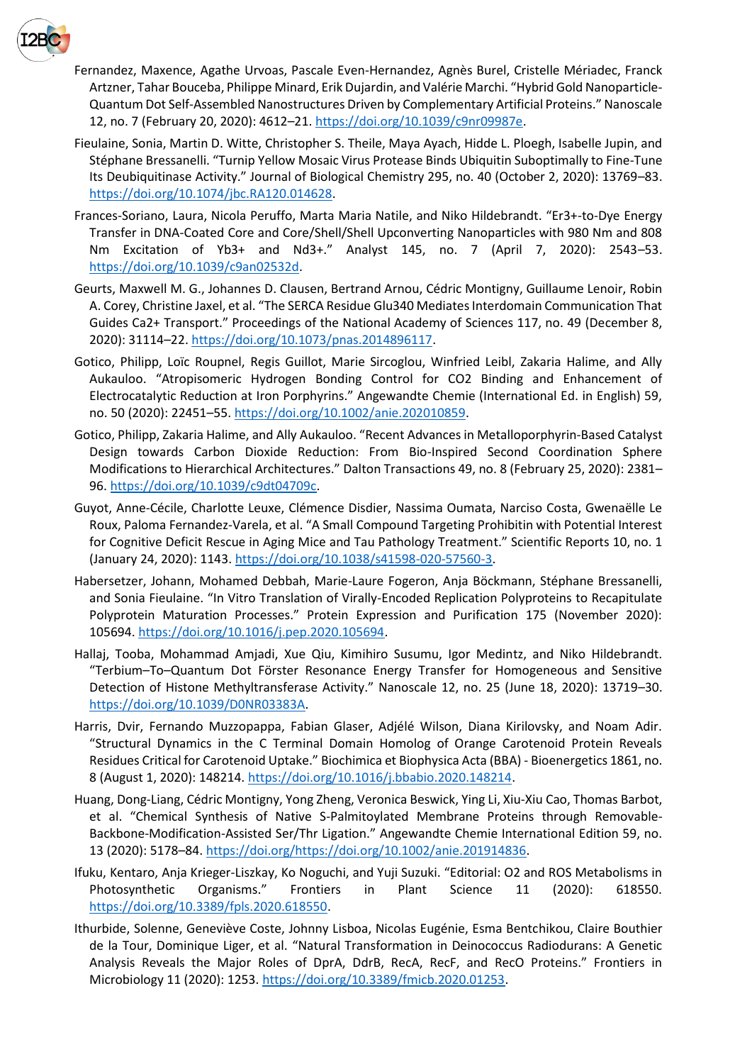Fernandez, Maxence, Agathe Urvoas, Pascale Even-Hernandez, Agnès Burel, Cristelle Mériadec, Franck Artzner, Tahar Bouceba, Philippe Minard, Erik Dujardin, and Valérie Marchi. "Hybrid Gold Nanoparticle-Quantum Dot Self-Assembled Nanostructures Driven by Complementary Artificial Proteins." Nanoscale 12, no. 7 (February 20, 2020): 4612–21. https://doi.org/10.1039/c9nr09987e.

Fieulaine, Sonia, Martin D. Witte, Christopher S. Theile, Maya Ayach, Hidde L. Ploegh, Isabelle Jupin, and Stéphane Bressanelli. "Turnip Yellow Mosaic Virus Protease Binds Ubiquitin Suboptimally to Fine-Tune Its Deubiquitinase Activity." Journal of Biological Chemistry 295, no. 40 (October 2, 2020): 13769–83. https://doi.org/10.1074/jbc.RA120.014628.

Frances-Soriano, Laura, Nicola Peruffo, Marta Maria Natile, and Niko Hildebrandt. "Er3+-to-Dye Energy Transfer in DNA-Coated Core and Core/Shell/Shell Upconverting Nanoparticles with 980 Nm and 808 Nm Excitation of Yb3+ and Nd3+." Analyst 145, no. 7 (April 7, 2020): 2543–53. https://doi.org/10.1039/c9an02532d.

Geurts, Maxwell M. G., Johannes D. Clausen, Bertrand Arnou, Cédric Montigny, Guillaume Lenoir, Robin A. Corey, Christine Jaxel, et al. "The SERCA Residue Glu340 Mediates Interdomain Communication That Guides Ca2+ Transport." Proceedings of the National Academy of Sciences 117, no. 49 (December 8, 2020): 31114–22. https://doi.org/10.1073/pnas.2014896117.

Gotico, Philipp, Loïc Roupnel, Regis Guillot, Marie Sircoglou, Winfried Leibl, Zakaria Halime, and Ally Aukauloo. "Atropisomeric Hydrogen Bonding Control for CO2 Binding and Enhancement of Electrocatalytic Reduction at Iron Porphyrins." Angewandte Chemie (International Ed. in English) 59, no. 50 (2020): 22451–55. https://doi.org/10.1002/anie.202010859.

Gotico, Philipp, Zakaria Halime, and Ally Aukauloo. "Recent Advances in Metalloporphyrin-Based Catalyst Design towards Carbon Dioxide Reduction: From Bio-Inspired Second Coordination Sphere Modifications to Hierarchical Architectures." Dalton Transactions 49, no. 8 (February 25, 2020): 2381–96. https://doi.org/10.1039/c9dt04709c.

Guyot, Anne-Cécile, Charlotte Leuxe, Clémence Disdier, Nassima Oumata, Narciso Costa, Gwenaëlle Le Roux, Paloma Fernandez-Varela, et al. "A Small Compound Targeting Prohibitin with Potential Interest for Cognitive Deficit Rescue in Aging Mice and Tau Pathology Treatment." Scientific Reports 10, no. 1 (January 24, 2020): 1143. https://doi.org/10.1038/s41598-020-57560-3.

Habersetzer, Johann, Mohamed Debbah, Marie-Laure Fogeron, Anja Böckmann, Stéphane Bressanelli, and Sonia Fieulaine. "In Vitro Translation of Virally-Encoded Replication Polyproteins to Recapitulate Polyprotein Maturation Processes." Protein Expression and Purification 175 (November 2020): 105694. https://doi.org/10.1016/j.pep.2020.105694.

Hallaj, Tooba, Mohammad Amjadi, Xue Qiu, Kimihiro Susumu, Igor Medintz, and Niko Hildebrandt. "Terbium–To–Quantum Dot Förster Resonance Energy Transfer for Homogeneous and Sensitive Detection of Histone Methyltransferase Activity." Nanoscale 12, no. 25 (June 18, 2020): 13719–30. https://doi.org/10.1039/D0NR03383A.

Harris, Dvir, Fernando Muzzopappa, Fabian Glaser, Adjélé Wilson, Diana Kirilovsky, and Noam Adir. "Structural Dynamics in the C Terminal Domain Homolog of Orange Carotenoid Protein Reveals Residues Critical for Carotenoid Uptake." Biochimica et Biophysica Acta (BBA) - Bioenergetics 1861, no. 8 (August 1, 2020): 148214. https://doi.org/10.1016/j.bbabio.2020.148214.

Huang, Dong-Liang, Cédric Montigny, Yong Zheng, Veronica Beswick, Ying Li, Xiu-Xiu Cao, Thomas Barbot, et al. "Chemical Synthesis of Native S-Palmitoylated Membrane Proteins through Removable-Backbone-Modification-Assisted Ser/Thr Ligation." Angewandte Chemie International Edition 59, no. 13 (2020): 5178–84. https://doi.org/https://doi.org/10.1002/anie.201914836.

Ifuku, Kentaro, Anja Krieger-Liszkay, Ko Noguchi, and Yuji Suzuki. "Editorial: O2 and ROS Metabolisms in Photosynthetic Organisms." Frontiers in Plant Science 11 (2020): 618550. https://doi.org/10.3389/fpls.2020.618550.

Ithurbide, Solenne, Geneviève Coste, Johnny Lisboa, Nicolas Eugénie, Esma Bentchikou, Claire Bouthier de la Tour, Dominique Liger, et al. "Natural Transformation in Deinococcus Radiodurans: A Genetic Analysis Reveals the Major Roles of DprA, DdrB, RecA, RecF, and RecO Proteins." Frontiers in Microbiology 11 (2020): 1253. https://doi.org/10.3389/fmicb.2020.01253.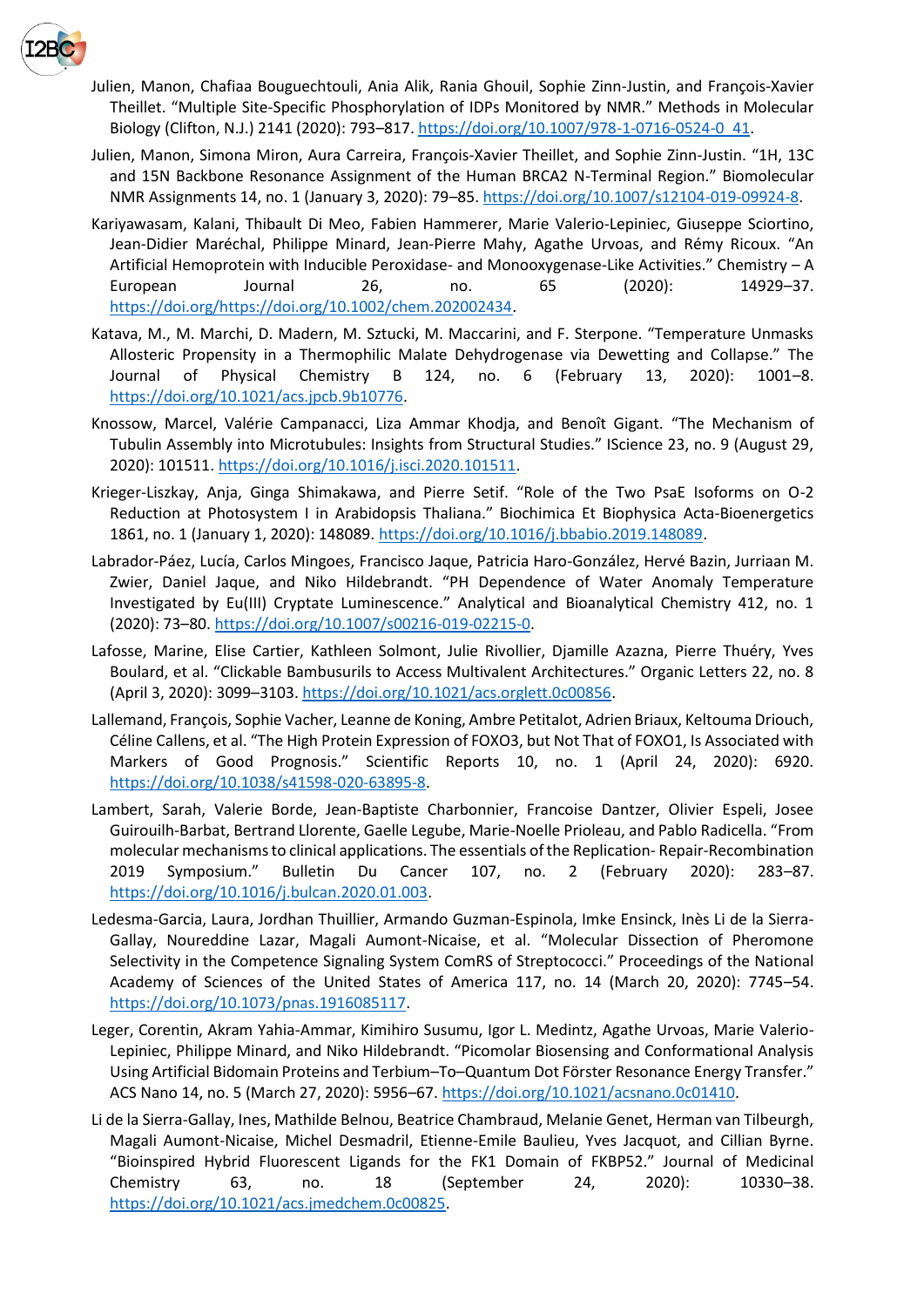Julien, Manon, Chafiaa Bouguechtouli, Ania Alik, Rania Ghouil, Sophie Zinn-Justin, and François-Xavier Theillet. “Multiple Site-Specific Phosphorylation of IDPs Monitored by NMR.” Methods in Molecular Biology (Clifton, N.J.) 2141 (2020): 793–817. https://doi.org/10.1007/978-1-0716-0524-0_41.

Julien, Manon, Simona Miron, Aura Carreira, François-Xavier Theillet, and Sophie Zinn-Justin. “1H, 13C and 15N Backbone Resonance Assignment of the Human BRCA2 N-Terminal Region.” Biomolecular NMR Assignments 14, no. 1 (January 3, 2020): 79–85. https://doi.org/10.1007/s12104-019-09924-8.

Kariyawasam, Kalani, Thibault Di Meo, Fabien Hammerer, Marie Valerio-Lepiniec, Giuseppe Sciortino, Jean-Didier Maréchal, Philippe Minard, Jean-Pierre Mahy, Agathe Urvoas, and Rémy Ricoux. “An Artificial Hemoprotein with Inducible Peroxidase- and Monooxygenase-Like Activities.” Chemistry – A European Journal 26, no. 65 (2020): 14929–37. https://doi.org/https://doi.org/10.1002/chem.202002434.

Katava, M., M. Marchi, D. Madern, M. Sztucki, M. Maccarini, and F. Sterpone. “Temperature Unmasks Allosteric Propensity in a Thermophilic Malate Dehydrogenase via Dewetting and Collapse.” The Journal of Physical Chemistry B 124, no. 6 (February 13, 2020): 1001–8. https://doi.org/10.1021/acs.jpcb.9b10776.

Knossow, Marcel, Valérie Campanacci, Liza Ammar Khodja, and Benoît Gigant. “The Mechanism of Tubulin Assembly into Microtubules: Insights from Structural Studies.” IScience 23, no. 9 (August 29, 2020): 101511. https://doi.org/10.1016/j.isci.2020.101511.

Krieger-Liszkay, Anja, Ginga Shimakawa, and Pierre Setif. “Role of the Two PsaE Isoforms on O-2 Reduction at Photosystem I in Arabidopsis Thaliana.” Biochimica Et Biophysica Acta-Bioenergetics 1861, no. 1 (January 1, 2020): 148089. https://doi.org/10.1016/j.bbabio.2019.148089.

Labrador-Páez, Lucía, Carlos Mingoes, Francisco Jaque, Patricia Haro-González, Hervé Bazin, Jurriaan M. Zwier, Daniel Jaque, and Niko Hildebrandt. “PH Dependence of Water Anomaly Temperature Investigated by Eu(III) Cryptate Luminescence.” Analytical and Bioanalytical Chemistry 412, no. 1 (2020): 73–80. https://doi.org/10.1007/s00216-019-02215-0.

Lafosse, Marine, Elise Cartier, Kathleen Solmont, Julie Rivollier, Djamille Azazna, Pierre Thuéry, Yves Boulard, et al. “Clickable Bambusurils to Access Multivalent Architectures.” Organic Letters 22, no. 8 (April 3, 2020): 3099–3103. https://doi.org/10.1021/acs.orglett.0c00856.

Lallemand, François, Sophie Vacher, Leanne de Koning, Ambre Petitalot, Adrien Briaux, Keltouma Driouch, Céline Callens, et al. “The High Protein Expression of FOXO3, but Not That of FOXO1, Is Associated with Markers of Good Prognosis.” Scientific Reports 10, no. 1 (April 24, 2020): 6920. https://doi.org/10.1038/s41598-020-63895-8.

Lambert, Sarah, Valerie Borde, Jean-Baptiste Charbonnier, Francoise Dantzer, Olivier Espeli, Josee Guirouilh-Barbat, Bertrand Llorente, Gaelle Legube, Marie-Noelle Prioleau, and Pablo Radicella. “From molecular mechanisms to clinical applications. The essentials of the Replication- Repair-Recombination 2019 Symposium.” Bulletin Du Cancer 107, no. 2 (February 2020): 283–87. https://doi.org/10.1016/j.bulcan.2020.01.003.

Ledesma-Garcia, Laura, Jordhan Thuillier, Armando Guzman-Espinola, Imke Ensinck, Inès Li de la Sierra-Gallay, Noureddine Lazar, Magali Aumont-Nicaise, et al. “Molecular Dissection of Pheromone Selectivity in the Competence Signaling System ComRS of Streptococci.” Proceedings of the National Academy of Sciences of the United States of America 117, no. 14 (March 20, 2020): 7745–54. https://doi.org/10.1073/pnas.1916085117.

Leger, Corentin, Akram Yahia-Ammar, Kimihiro Susumu, Igor L. Medintz, Agathe Urvoas, Marie Valerio-Lepiniec, Philippe Minard, and Niko Hildebrandt. “Picomolar Biosensing and Conformational Analysis Using Artificial Bidomain Proteins and Terbium–To–Quantum Dot Förster Resonance Energy Transfer.” ACS Nano 14, no. 5 (March 27, 2020): 5956–67. https://doi.org/10.1021/acsnano.0c01410.

Li de la Sierra-Gallay, Ines, Mathilde Belnou, Beatrice Chambraud, Melanie Genet, Herman van Tilbeurgh, Magali Aumont-Nicaise, Michel Desmadril, Etienne-Emile Baulieu, Yves Jacquot, and Cillian Byrne. “Bioinspired Hybrid Fluorescent Ligands for the FK1 Domain of FKBP52.” Journal of Medicinal Chemistry 63, no. 18 (September 24, 2020): 10330–38. https://doi.org/10.1021/acs.jmedchem.0c00825.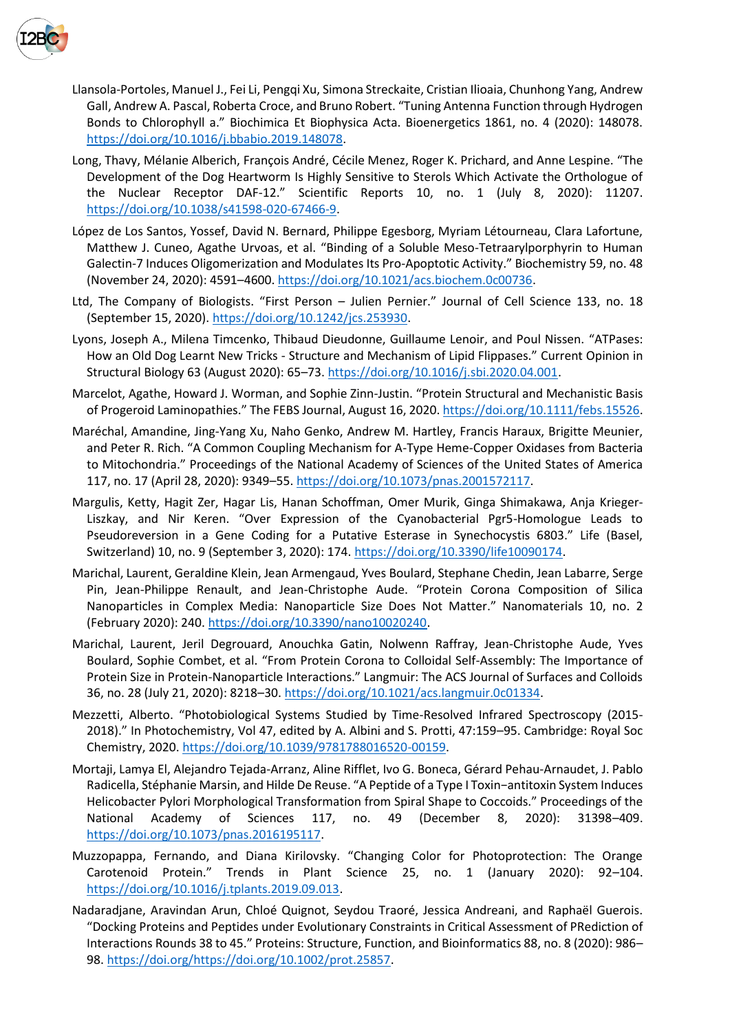Llansola-Portoles, Manuel J., Fei Li, Pengqi Xu, Simona Streckaite, Cristian Ilioaia, Chunhong Yang, Andrew Gall, Andrew A. Pascal, Roberta Croce, and Bruno Robert. "Tuning Antenna Function through Hydrogen Bonds to Chlorophyll a." Biochimica Et Biophysica Acta. Bioenergetics 1861, no. 4 (2020): 148078. https://doi.org/10.1016/j.bbabio.2019.148078.

Long, Thavy, Mélanie Alberich, François André, Cécile Menez, Roger K. Prichard, and Anne Lespine. "The Development of the Dog Heartworm Is Highly Sensitive to Sterols Which Activate the Orthologue of the Nuclear Receptor DAF-12." Scientific Reports 10, no. 1 (July 8, 2020): 11207. https://doi.org/10.1038/s41598-020-67466-9.

López de Los Santos, Yossef, David N. Bernard, Philippe Egesborg, Myriam Létourneau, Clara Lafortune, Matthew J. Cuneo, Agathe Urvoas, et al. "Binding of a Soluble Meso-Tetraarylporphyrin to Human Galectin-7 Induces Oligomerization and Modulates Its Pro-Apoptotic Activity." Biochemistry 59, no. 48 (November 24, 2020): 4591–4600. https://doi.org/10.1021/acs.biochem.0c00736.

Ltd, The Company of Biologists. "First Person – Julien Pernier." Journal of Cell Science 133, no. 18 (September 15, 2020). https://doi.org/10.1242/jcs.253930.

Lyons, Joseph A., Milena Timcenko, Thibaud Dieudonne, Guillaume Lenoir, and Poul Nissen. "ATPases: How an Old Dog Learnt New Tricks - Structure and Mechanism of Lipid Flippases." Current Opinion in Structural Biology 63 (August 2020): 65–73. https://doi.org/10.1016/j.sbi.2020.04.001.

Marcelot, Agathe, Howard J. Worman, and Sophie Zinn-Justin. "Protein Structural and Mechanistic Basis of Progeroid Laminopathies." The FEBS Journal, August 16, 2020. https://doi.org/10.1111/febs.15526.

Maréchal, Amandine, Jing-Yang Xu, Naho Genko, Andrew M. Hartley, Francis Haraux, Brigitte Meunier, and Peter R. Rich. "A Common Coupling Mechanism for A-Type Heme-Copper Oxidases from Bacteria to Mitochondria." Proceedings of the National Academy of Sciences of the United States of America 117, no. 17 (April 28, 2020): 9349–55. https://doi.org/10.1073/pnas.2001572117.

Margulis, Ketty, Hagit Zer, Hagar Lis, Hanan Schoffman, Omer Murik, Ginga Shimakawa, Anja Krieger-Liszkay, and Nir Keren. "Over Expression of the Cyanobacterial Pgr5-Homologue Leads to Pseudoreversion in a Gene Coding for a Putative Esterase in Synechocystis 6803." Life (Basel, Switzerland) 10, no. 9 (September 3, 2020): 174. https://doi.org/10.3390/life10090174.

Marichal, Laurent, Geraldine Klein, Jean Armengaud, Yves Boulard, Stephane Chedin, Jean Labarre, Serge Pin, Jean-Philippe Renault, and Jean-Christophe Aude. "Protein Corona Composition of Silica Nanoparticles in Complex Media: Nanoparticle Size Does Not Matter." Nanomaterials 10, no. 2 (February 2020): 240. https://doi.org/10.3390/nano10020240.

Marichal, Laurent, Jeril Degrouard, Anouchka Gatin, Nolwenn Raffray, Jean-Christophe Aude, Yves Boulard, Sophie Combet, et al. "From Protein Corona to Colloidal Self-Assembly: The Importance of Protein Size in Protein-Nanoparticle Interactions." Langmuir: The ACS Journal of Surfaces and Colloids 36, no. 28 (July 21, 2020): 8218–30. https://doi.org/10.1021/acs.langmuir.0c01334.

Mezzetti, Alberto. "Photobiological Systems Studied by Time-Resolved Infrared Spectroscopy (2015-2018)." In Photochemistry, Vol 47, edited by A. Albini and S. Protti, 47:159–95. Cambridge: Royal Soc Chemistry, 2020. https://doi.org/10.1039/9781788016520-00159.

Mortaji, Lamya El, Alejandro Tejada-Arranz, Aline Rifflet, Ivo G. Boneca, Gérard Pehau-Arnaudet, J. Pablo Radicella, Stéphanie Marsin, and Hilde De Reuse. "A Peptide of a Type I Toxin−antitoxin System Induces Helicobacter Pylori Morphological Transformation from Spiral Shape to Coccoids." Proceedings of the National Academy of Sciences 117, no. 49 (December 8, 2020): 31398–409. https://doi.org/10.1073/pnas.2016195117.

Muzzopappa, Fernando, and Diana Kirilovsky. "Changing Color for Photoprotection: The Orange Carotenoid Protein." Trends in Plant Science 25, no. 1 (January 2020): 92–104. https://doi.org/10.1016/j.tplants.2019.09.013.

Nadaradjane, Aravindan Arun, Chloé Quignot, Seydou Traoré, Jessica Andreani, and Raphaël Guerois. "Docking Proteins and Peptides under Evolutionary Constraints in Critical Assessment of PRediction of Interactions Rounds 38 to 45." Proteins: Structure, Function, and Bioinformatics 88, no. 8 (2020): 986–98. https://doi.org/https://doi.org/10.1002/prot.25857.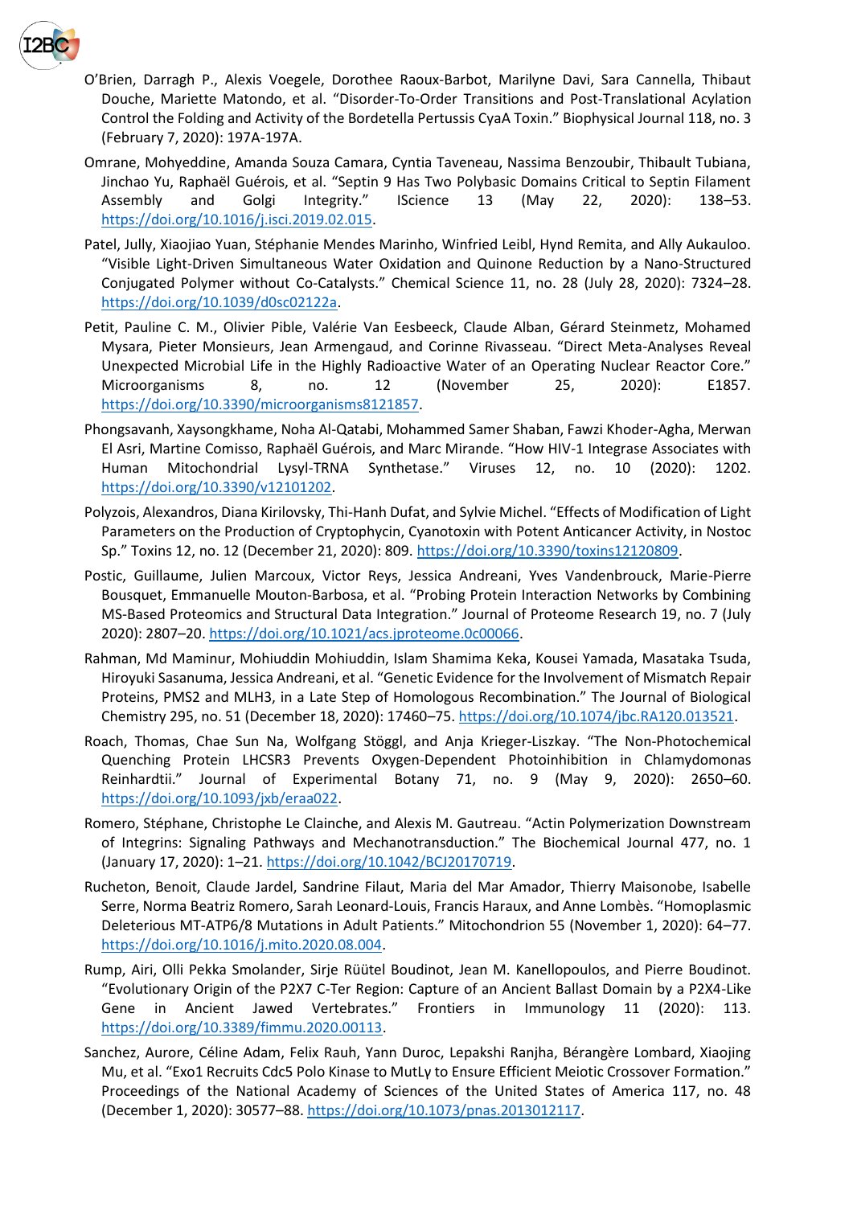O'Brien, Darragh P., Alexis Voegele, Dorothee Raoux-Barbot, Marilyne Davi, Sara Cannella, Thibaut Douche, Mariette Matondo, et al. "Disorder-To-Order Transitions and Post-Translational Acylation Control the Folding and Activity of the Bordetella Pertussis CyaA Toxin." Biophysical Journal 118, no. 3 (February 7, 2020): 197A-197A.

Omrane, Mohyeddine, Amanda Souza Camara, Cyntia Taveneau, Nassima Benzoubir, Thibault Tubiana, Jinchao Yu, Raphaël Guérois, et al. "Septin 9 Has Two Polybasic Domains Critical to Septin Filament Assembly and Golgi Integrity." IScience 13 (May 22, 2020): 138–53. https://doi.org/10.1016/j.isci.2019.02.015.

Patel, Jully, Xiaojiao Yuan, Stéphanie Mendes Marinho, Winfried Leibl, Hynd Remita, and Ally Aukauloo. "Visible Light-Driven Simultaneous Water Oxidation and Quinone Reduction by a Nano-Structured Conjugated Polymer without Co-Catalysts." Chemical Science 11, no. 28 (July 28, 2020): 7324–28. https://doi.org/10.1039/d0sc02122a.

Petit, Pauline C. M., Olivier Pible, Valérie Van Eesbeeck, Claude Alban, Gérard Steinmetz, Mohamed Mysara, Pieter Monsieurs, Jean Armengaud, and Corinne Rivasseau. "Direct Meta-Analyses Reveal Unexpected Microbial Life in the Highly Radioactive Water of an Operating Nuclear Reactor Core." Microorganisms 8, no. 12 (November 25, 2020): E1857. https://doi.org/10.3390/microorganisms8121857.

Phongsavanh, Xaysongkhame, Noha Al-Qatabi, Mohammed Samer Shaban, Fawzi Khoder-Agha, Merwan El Asri, Martine Comisso, Raphaël Guérois, and Marc Mirande. "How HIV-1 Integrase Associates with Human Mitochondrial Lysyl-TRNA Synthetase." Viruses 12, no. 10 (2020): 1202. https://doi.org/10.3390/v12101202.

Polyzois, Alexandros, Diana Kirilovsky, Thi-Hanh Dufat, and Sylvie Michel. "Effects of Modification of Light Parameters on the Production of Cryptophycin, Cyanotoxin with Potent Anticancer Activity, in Nostoc Sp." Toxins 12, no. 12 (December 21, 2020): 809. https://doi.org/10.3390/toxins12120809.

Postic, Guillaume, Julien Marcoux, Victor Reys, Jessica Andreani, Yves Vandenbrouck, Marie-Pierre Bousquet, Emmanuelle Mouton-Barbosa, et al. "Probing Protein Interaction Networks by Combining MS-Based Proteomics and Structural Data Integration." Journal of Proteome Research 19, no. 7 (July 2020): 2807–20. https://doi.org/10.1021/acs.jproteome.0c00066.

Rahman, Md Maminur, Mohiuddin Mohiuddin, Islam Shamima Keka, Kousei Yamada, Masataka Tsuda, Hiroyuki Sasanuma, Jessica Andreani, et al. "Genetic Evidence for the Involvement of Mismatch Repair Proteins, PMS2 and MLH3, in a Late Step of Homologous Recombination." The Journal of Biological Chemistry 295, no. 51 (December 18, 2020): 17460–75. https://doi.org/10.1074/jbc.RA120.013521.

Roach, Thomas, Chae Sun Na, Wolfgang Stöggl, and Anja Krieger-Liszkay. "The Non-Photochemical Quenching Protein LHCSR3 Prevents Oxygen-Dependent Photoinhibition in Chlamydomonas Reinhardtii." Journal of Experimental Botany 71, no. 9 (May 9, 2020): 2650–60. https://doi.org/10.1093/jxb/eraa022.

Romero, Stéphane, Christophe Le Clainche, and Alexis M. Gautreau. "Actin Polymerization Downstream of Integrins: Signaling Pathways and Mechanotransduction." The Biochemical Journal 477, no. 1 (January 17, 2020): 1–21. https://doi.org/10.1042/BCJ20170719.

Rucheton, Benoit, Claude Jardel, Sandrine Filaut, Maria del Mar Amador, Thierry Maisonobe, Isabelle Serre, Norma Beatriz Romero, Sarah Leonard-Louis, Francis Haraux, and Anne Lombès. "Homoplasmic Deleterious MT-ATP6/8 Mutations in Adult Patients." Mitochondrion 55 (November 1, 2020): 64–77. https://doi.org/10.1016/j.mito.2020.08.004.

Rump, Airi, Olli Pekka Smolander, Sirje Rüütel Boudinot, Jean M. Kanellopoulos, and Pierre Boudinot. "Evolutionary Origin of the P2X7 C-Ter Region: Capture of an Ancient Ballast Domain by a P2X4-Like Gene in Ancient Jawed Vertebrates." Frontiers in Immunology 11 (2020): 113. https://doi.org/10.3389/fimmu.2020.00113.

Sanchez, Aurore, Céline Adam, Felix Rauh, Yann Duroc, Lepakshi Ranjha, Bérangère Lombard, Xiaojing Mu, et al. "Exo1 Recruits Cdc5 Polo Kinase to MutLγ to Ensure Efficient Meiotic Crossover Formation." Proceedings of the National Academy of Sciences of the United States of America 117, no. 48 (December 1, 2020): 30577–88. https://doi.org/10.1073/pnas.2013012117.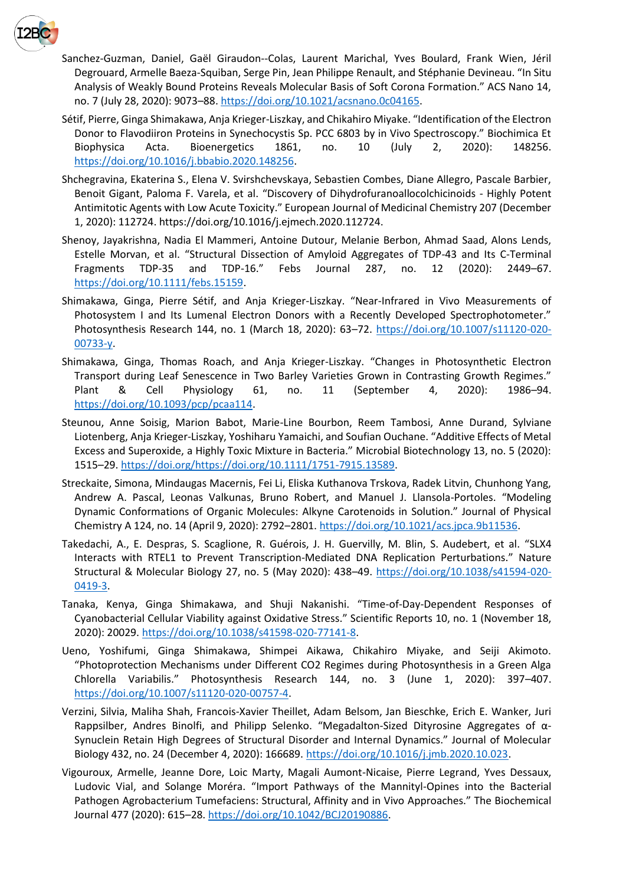Sanchez-Guzman, Daniel, Gaël Giraudon--Colas, Laurent Marichal, Yves Boulard, Frank Wien, Jéril Degrouard, Armelle Baeza-Squiban, Serge Pin, Jean Philippe Renault, and Stéphanie Devineau. "In Situ Analysis of Weakly Bound Proteins Reveals Molecular Basis of Soft Corona Formation." ACS Nano 14, no. 7 (July 28, 2020): 9073–88. https://doi.org/10.1021/acsnano.0c04165.

Sétif, Pierre, Ginga Shimakawa, Anja Krieger-Liszkay, and Chikahiro Miyake. "Identification of the Electron Donor to Flavodiiron Proteins in Synechocystis Sp. PCC 6803 by in Vivo Spectroscopy." Biochimica Et Biophysica Acta. Bioenergetics 1861, no. 10 (July 2, 2020): 148256. https://doi.org/10.1016/j.bbabio.2020.148256.

Shchegravina, Ekaterina S., Elena V. Svirshchevskaya, Sebastien Combes, Diane Allegro, Pascale Barbier, Benoit Gigant, Paloma F. Varela, et al. "Discovery of Dihydrofuranoallocolchicinoids - Highly Potent Antimitotic Agents with Low Acute Toxicity." European Journal of Medicinal Chemistry 207 (December 1, 2020): 112724. https://doi.org/10.1016/j.ejmech.2020.112724.

Shenoy, Jayakrishna, Nadia El Mammeri, Antoine Dutour, Melanie Berbon, Ahmad Saad, Alons Lends, Estelle Morvan, et al. "Structural Dissection of Amyloid Aggregates of TDP-43 and Its C-Terminal Fragments TDP-35 and TDP-16." Febs Journal 287, no. 12 (2020): 2449–67. https://doi.org/10.1111/febs.15159.

Shimakawa, Ginga, Pierre Sétif, and Anja Krieger-Liszkay. "Near-Infrared in Vivo Measurements of Photosystem I and Its Lumenal Electron Donors with a Recently Developed Spectrophotometer." Photosynthesis Research 144, no. 1 (March 18, 2020): 63–72. https://doi.org/10.1007/s11120-020-00733-y.

Shimakawa, Ginga, Thomas Roach, and Anja Krieger-Liszkay. "Changes in Photosynthetic Electron Transport during Leaf Senescence in Two Barley Varieties Grown in Contrasting Growth Regimes." Plant & Cell Physiology 61, no. 11 (September 4, 2020): 1986–94. https://doi.org/10.1093/pcp/pcaa114.

Steunou, Anne Soisig, Marion Babot, Marie-Line Bourbon, Reem Tambosi, Anne Durand, Sylviane Liotenberg, Anja Krieger-Liszkay, Yoshiharu Yamaichi, and Soufian Ouchane. "Additive Effects of Metal Excess and Superoxide, a Highly Toxic Mixture in Bacteria." Microbial Biotechnology 13, no. 5 (2020): 1515–29. https://doi.org/https://doi.org/10.1111/1751-7915.13589.

Streckaite, Simona, Mindaugas Macernis, Fei Li, Eliska Kuthanova Trskova, Radek Litvin, Chunhong Yang, Andrew A. Pascal, Leonas Valkunas, Bruno Robert, and Manuel J. Llansola-Portoles. "Modeling Dynamic Conformations of Organic Molecules: Alkyne Carotenoids in Solution." Journal of Physical Chemistry A 124, no. 14 (April 9, 2020): 2792–2801. https://doi.org/10.1021/acs.jpca.9b11536.

Takedachi, A., E. Despras, S. Scaglione, R. Guérois, J. H. Guervilly, M. Blin, S. Audebert, et al. "SLX4 Interacts with RTEL1 to Prevent Transcription-Mediated DNA Replication Perturbations." Nature Structural & Molecular Biology 27, no. 5 (May 2020): 438–49. https://doi.org/10.1038/s41594-020-0419-3.

Tanaka, Kenya, Ginga Shimakawa, and Shuji Nakanishi. "Time-of-Day-Dependent Responses of Cyanobacterial Cellular Viability against Oxidative Stress." Scientific Reports 10, no. 1 (November 18, 2020): 20029. https://doi.org/10.1038/s41598-020-77141-8.

Ueno, Yoshifumi, Ginga Shimakawa, Shimpei Aikawa, Chikahiro Miyake, and Seiji Akimoto. "Photoprotection Mechanisms under Different CO2 Regimes during Photosynthesis in a Green Alga Chlorella Variabilis." Photosynthesis Research 144, no. 3 (June 1, 2020): 397–407. https://doi.org/10.1007/s11120-020-00757-4.

Verzini, Silvia, Maliha Shah, Francois-Xavier Theillet, Adam Belsom, Jan Bieschke, Erich E. Wanker, Juri Rappsilber, Andres Binolfi, and Philipp Selenko. "Megadalton-Sized Dityrosine Aggregates of α-Synuclein Retain High Degrees of Structural Disorder and Internal Dynamics." Journal of Molecular Biology 432, no. 24 (December 4, 2020): 166689. https://doi.org/10.1016/j.jmb.2020.10.023.

Vigouroux, Armelle, Jeanne Dore, Loic Marty, Magali Aumont-Nicaise, Pierre Legrand, Yves Dessaux, Ludovic Vial, and Solange Moréra. "Import Pathways of the Mannityl-Opines into the Bacterial Pathogen Agrobacterium Tumefaciens: Structural, Affinity and in Vivo Approaches." The Biochemical Journal 477 (2020): 615–28. https://doi.org/10.1042/BCJ20190886.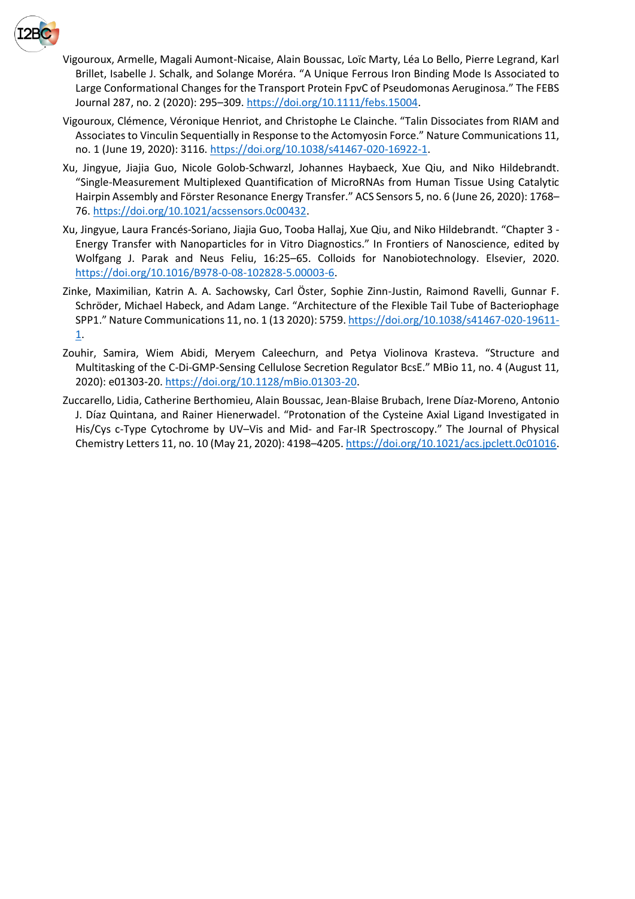Vigouroux, Armelle, Magali Aumont-Nicaise, Alain Boussac, Loïc Marty, Léa Lo Bello, Pierre Legrand, Karl Brillet, Isabelle J. Schalk, and Solange Moréra. "A Unique Ferrous Iron Binding Mode Is Associated to Large Conformational Changes for the Transport Protein FpvC of Pseudomonas Aeruginosa." The FEBS Journal 287, no. 2 (2020): 295–309. https://doi.org/10.1111/febs.15004.

Vigouroux, Clémence, Véronique Henriot, and Christophe Le Clainche. "Talin Dissociates from RIAM and Associates to Vinculin Sequentially in Response to the Actomyosin Force." Nature Communications 11, no. 1 (June 19, 2020): 3116. https://doi.org/10.1038/s41467-020-16922-1.

Xu, Jingyue, Jiajia Guo, Nicole Golob-Schwarzl, Johannes Haybaeck, Xue Qiu, and Niko Hildebrandt. "Single-Measurement Multiplexed Quantification of MicroRNAs from Human Tissue Using Catalytic Hairpin Assembly and Förster Resonance Energy Transfer." ACS Sensors 5, no. 6 (June 26, 2020): 1768–76. https://doi.org/10.1021/acssensors.0c00432.

Xu, Jingyue, Laura Francés-Soriano, Jiajia Guo, Tooba Hallaj, Xue Qiu, and Niko Hildebrandt. "Chapter 3 - Energy Transfer with Nanoparticles for in Vitro Diagnostics." In Frontiers of Nanoscience, edited by Wolfgang J. Parak and Neus Feliu, 16:25–65. Colloids for Nanobiotechnology. Elsevier, 2020. https://doi.org/10.1016/B978-0-08-102828-5.00003-6.

Zinke, Maximilian, Katrin A. A. Sachowsky, Carl Öster, Sophie Zinn-Justin, Raimond Ravelli, Gunnar F. Schröder, Michael Habeck, and Adam Lange. "Architecture of the Flexible Tail Tube of Bacteriophage SPP1." Nature Communications 11, no. 1 (13 2020): 5759. https://doi.org/10.1038/s41467-020-19611-1.

Zouhir, Samira, Wiem Abidi, Meryem Caleechurn, and Petya Violinova Krasteva. "Structure and Multitasking of the C-Di-GMP-Sensing Cellulose Secretion Regulator BcsE." MBio 11, no. 4 (August 11, 2020): e01303-20. https://doi.org/10.1128/mBio.01303-20.

Zuccarello, Lidia, Catherine Berthomieu, Alain Boussac, Jean-Blaise Brubach, Irene Díaz-Moreno, Antonio J. Díaz Quintana, and Rainer Hienerwadel. "Protonation of the Cysteine Axial Ligand Investigated in His/Cys c-Type Cytochrome by UV–Vis and Mid- and Far-IR Spectroscopy." The Journal of Physical Chemistry Letters 11, no. 10 (May 21, 2020): 4198–4205. https://doi.org/10.1021/acs.jpclett.0c01016.